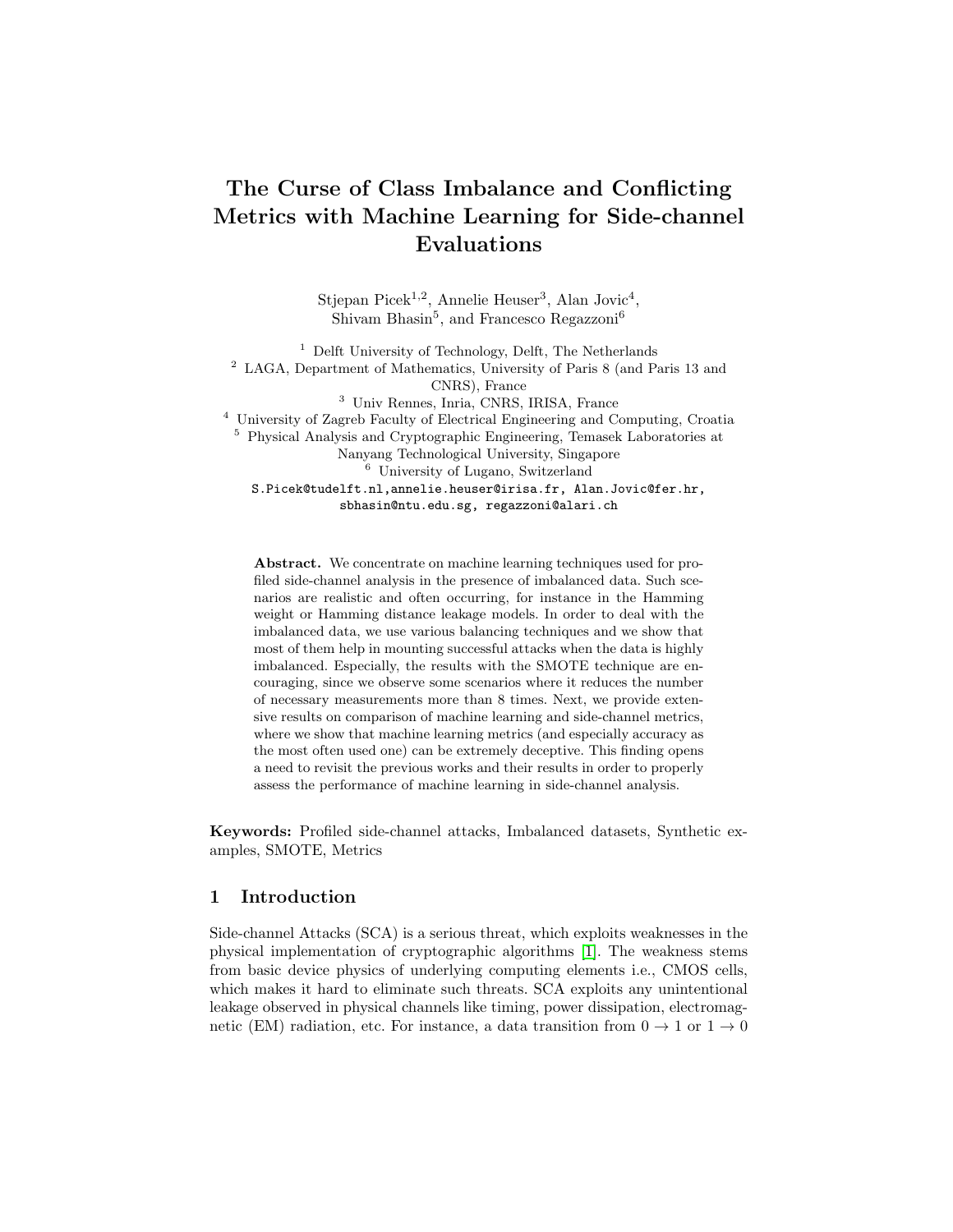# The Curse of Class Imbalance and Conflicting Metrics with Machine Learning for Side-channel Evaluations

Stjepan Picek[1,2], Annelie Heuser[3], Alan Jovic[4], Shivam Bhasin[5], and Francesco Regazzoni[6]

[1] Delft University of Technology, Delft, The Netherlands
[2] LAGA, Department of Mathematics, University of Paris 8 (and Paris 13 and CNRS), France
[3] Univ Rennes, Inria, CNRS, IRISA, France
[4] University of Zagreb Faculty of Electrical Engineering and Computing, Croatia
[5] Physical Analysis and Cryptographic Engineering, Temasek Laboratories at Nanyang Technological University, Singapore
[6] University of Lugano, Switzerland

S.Picek@tudelft.nl, annelie.heuser@irisa.fr, Alan.Jovic@fer.hr, sbhasin@ntu.edu.sg, regazzoni@alari.ch

**Abstract.** We concentrate on machine learning techniques used for profiled side-channel analysis in the presence of imbalanced data. Such scenarios are realistic and often occurring, for instance in the Hamming weight or Hamming distance leakage models. In order to deal with the imbalanced data, we use various balancing techniques and we show that most of them help in mounting successful attacks when the data is highly imbalanced. Especially, the results with the SMOTE technique are encouraging, since we observe some scenarios where it reduces the number of necessary measurements more than 8 times. Next, we provide extensive results on comparison of machine learning and side-channel metrics, where we show that machine learning metrics (and especially accuracy as the most often used one) can be extremely deceptive. This finding opens a need to revisit the previous works and their results in order to properly assess the performance of machine learning in side-channel analysis.

**Keywords:** Profiled side-channel attacks, Imbalanced datasets, Synthetic examples, SMOTE, Metrics

## 1 Introduction

Side-channel Attacks (SCA) is a serious threat, which exploits weaknesses in the physical implementation of cryptographic algorithms [1]. The weakness stems from basic device physics of underlying computing elements i.e., CMOS cells, which makes it hard to eliminate such threats. SCA exploits any unintentional leakage observed in physical channels like timing, power dissipation, electromagnetic (EM) radiation, etc. For instance, a data transition from $0 \rightarrow 1$ or $1 \rightarrow 0$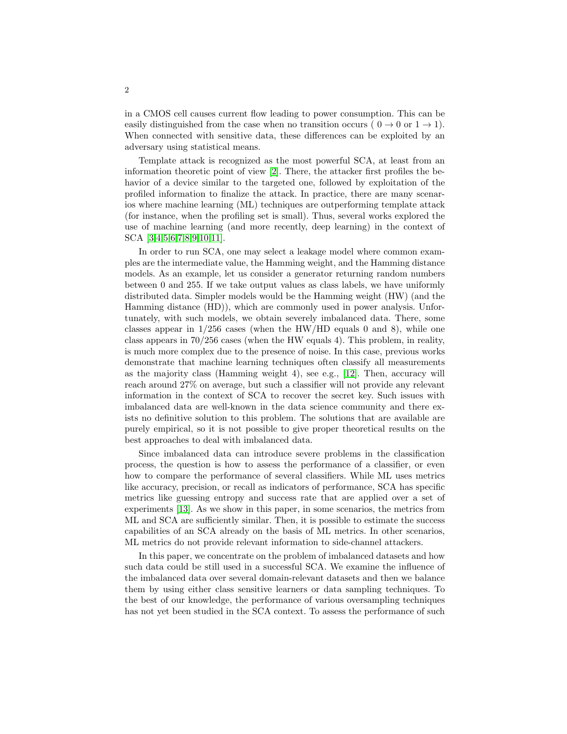in a CMOS cell causes current flow leading to power consumption. This can be easily distinguished from the case when no transition occurs ( $0 \rightarrow 0$ or $1 \rightarrow 1$). When connected with sensitive data, these differences can be exploited by an adversary using statistical means.

Template attack is recognized as the most powerful SCA, at least from an information theoretic point of view [2]. There, the attacker first profiles the behavior of a device similar to the targeted one, followed by exploitation of the profiled information to finalize the attack. In practice, there are many scenarios where machine learning (ML) techniques are outperforming template attack (for instance, when the profiling set is small). Thus, several works explored the use of machine learning (and more recently, deep learning) in the context of SCA [3,4,5,6,7,8,9,10,11].

In order to run SCA, one may select a leakage model where common examples are the intermediate value, the Hamming weight, and the Hamming distance models. As an example, let us consider a generator returning random numbers between 0 and 255. If we take output values as class labels, we have uniformly distributed data. Simpler models would be the Hamming weight (HW) (and the Hamming distance (HD)), which are commonly used in power analysis. Unfortunately, with such models, we obtain severely imbalanced data. There, some classes appear in 1/256 cases (when the HW/HD equals 0 and 8), while one class appears in 70/256 cases (when the HW equals 4). This problem, in reality, is much more complex due to the presence of noise. In this case, previous works demonstrate that machine learning techniques often classify all measurements as the majority class (Hamming weight 4), see e.g., [12]. Then, accuracy will reach around 27% on average, but such a classifier will not provide any relevant information in the context of SCA to recover the secret key. Such issues with imbalanced data are well-known in the data science community and there exists no definitive solution to this problem. The solutions that are available are purely empirical, so it is not possible to give proper theoretical results on the best approaches to deal with imbalanced data.

Since imbalanced data can introduce severe problems in the classification process, the question is how to assess the performance of a classifier, or even how to compare the performance of several classifiers. While ML uses metrics like accuracy, precision, or recall as indicators of performance, SCA has specific metrics like guessing entropy and success rate that are applied over a set of experiments [13]. As we show in this paper, in some scenarios, the metrics from ML and SCA are sufficiently similar. Then, it is possible to estimate the success capabilities of an SCA already on the basis of ML metrics. In other scenarios, ML metrics do not provide relevant information to side-channel attackers.

In this paper, we concentrate on the problem of imbalanced datasets and how such data could be still used in a successful SCA. We examine the influence of the imbalanced data over several domain-relevant datasets and then we balance them by using either class sensitive learners or data sampling techniques. To the best of our knowledge, the performance of various oversampling techniques has not yet been studied in the SCA context. To assess the performance of such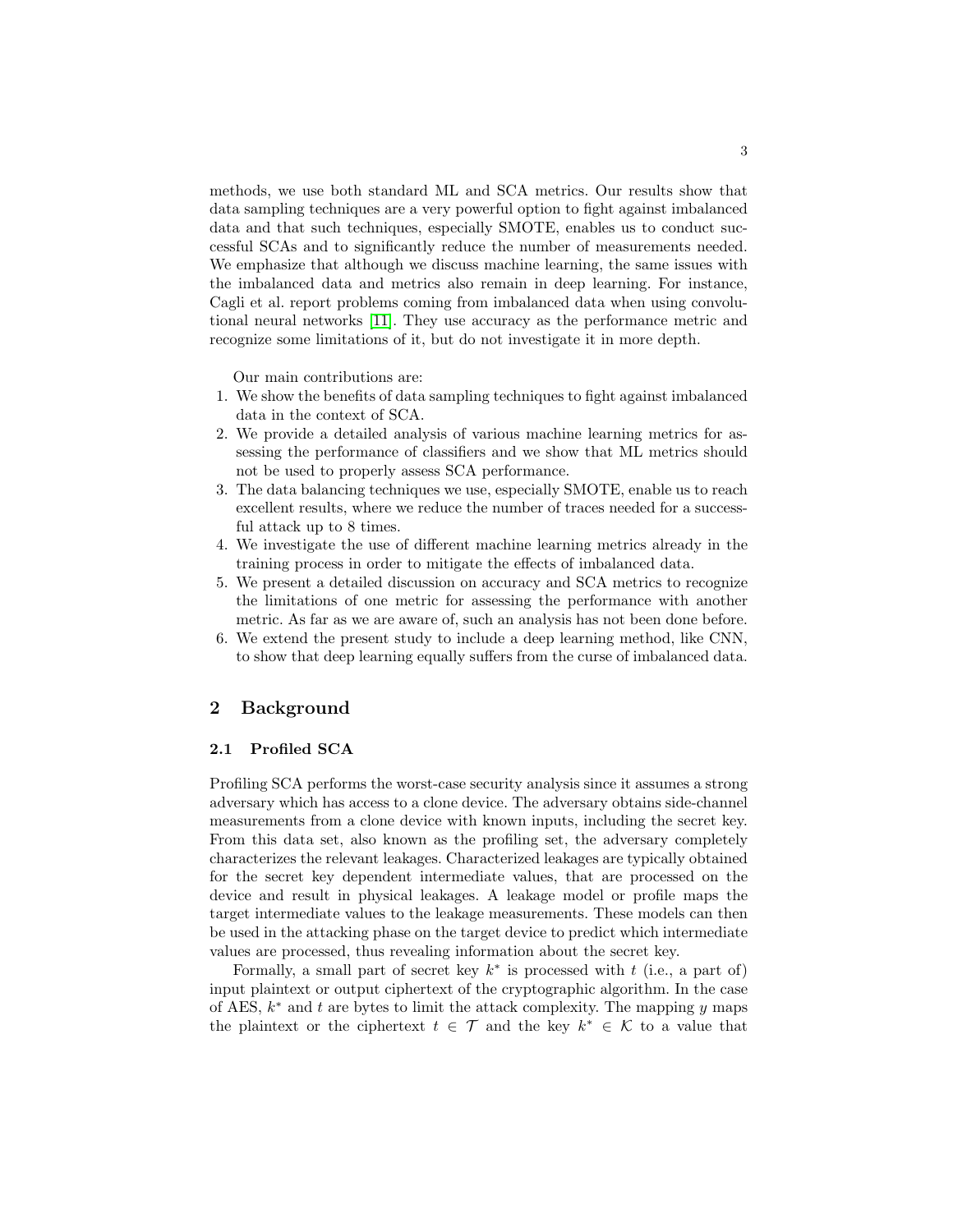methods, we use both standard ML and SCA metrics. Our results show that data sampling techniques are a very powerful option to fight against imbalanced data and that such techniques, especially SMOTE, enables us to conduct successful SCAs and to significantly reduce the number of measurements needed. We emphasize that although we discuss machine learning, the same issues with the imbalanced data and metrics also remain in deep learning. For instance, Cagli et al. report problems coming from imbalanced data when using convolutional neural networks [11]. They use accuracy as the performance metric and recognize some limitations of it, but do not investigate it in more depth.

Our main contributions are:

1. We show the benefits of data sampling techniques to fight against imbalanced data in the context of SCA.
2. We provide a detailed analysis of various machine learning metrics for assessing the performance of classifiers and we show that ML metrics should not be used to properly assess SCA performance.
3. The data balancing techniques we use, especially SMOTE, enable us to reach excellent results, where we reduce the number of traces needed for a successful attack up to 8 times.
4. We investigate the use of different machine learning metrics already in the training process in order to mitigate the effects of imbalanced data.
5. We present a detailed discussion on accuracy and SCA metrics to recognize the limitations of one metric for assessing the performance with another metric. As far as we are aware of, such an analysis has not been done before.
6. We extend the present study to include a deep learning method, like CNN, to show that deep learning equally suffers from the curse of imbalanced data.

## 2 Background

### 2.1 Profiled SCA

Profiling SCA performs the worst-case security analysis since it assumes a strong adversary which has access to a clone device. The adversary obtains side-channel measurements from a clone device with known inputs, including the secret key. From this data set, also known as the profiling set, the adversary completely characterizes the relevant leakages. Characterized leakages are typically obtained for the secret key dependent intermediate values, that are processed on the device and result in physical leakages. A leakage model or profile maps the target intermediate values to the leakage measurements. These models can then be used in the attacking phase on the target device to predict which intermediate values are processed, thus revealing information about the secret key.

Formally, a small part of secret key $k^*$ is processed with $t$ (i.e., a part of) input plaintext or output ciphertext of the cryptographic algorithm. In the case of AES, $k^*$ and $t$ are bytes to limit the attack complexity. The mapping $y$ maps the plaintext or the ciphertext $t \in \mathcal{T}$ and the key $k^* \in \mathcal{K}$ to a value that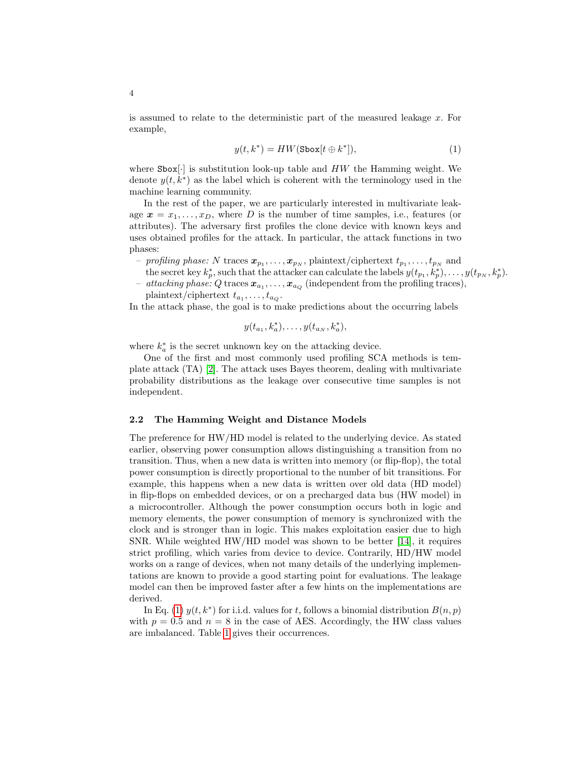is assumed to relate to the deterministic part of the measured leakage $x$. For example,

$$y(t, k^*) = HW(\texttt{Sbox}[t \oplus k^*]), \tag{1}$$

where $\texttt{Sbox}[\cdot]$ is substitution look-up table and $HW$ the Hamming weight. We denote $y(t, k^*)$ as the label which is coherent with the terminology used in the machine learning community.

In the rest of the paper, we are particularly interested in multivariate leakage $\boldsymbol{x} = x_1, \ldots, x_D$, where $D$ is the number of time samples, i.e., features (or attributes). The adversary first profiles the clone device with known keys and uses obtained profiles for the attack. In particular, the attack functions in two phases:

- *profiling phase:* $N$ traces $\boldsymbol{x}_{p_1}, \ldots, \boldsymbol{x}_{p_N}$, plaintext/ciphertext $t_{p_1}, \ldots, t_{p_N}$ and the secret key $k_p^*$, such that the attacker can calculate the labels $y(t_{p_1}, k_p^*), \ldots, y(t_{p_N}, k_p^*)$.
- *attacking phase:* $Q$ traces $\boldsymbol{x}_{a_1}, \ldots, \boldsymbol{x}_{a_Q}$ (independent from the profiling traces), plaintext/ciphertext $t_{a_1}, \ldots, t_{a_Q}$.

In the attack phase, the goal is to make predictions about the occurring labels

$$y(t_{a_1}, k_a^*), \ldots, y(t_{a_N}, k_a^*),$$

where $k_a^*$ is the secret unknown key on the attacking device.

One of the first and most commonly used profiling SCA methods is template attack (TA) [2]. The attack uses Bayes theorem, dealing with multivariate probability distributions as the leakage over consecutive time samples is not independent.

### 2.2 The Hamming Weight and Distance Models

The preference for HW/HD model is related to the underlying device. As stated earlier, observing power consumption allows distinguishing a transition from no transition. Thus, when a new data is written into memory (or flip-flop), the total power consumption is directly proportional to the number of bit transitions. For example, this happens when a new data is written over old data (HD model) in flip-flops on embedded devices, or on a precharged data bus (HW model) in a microcontroller. Although the power consumption occurs both in logic and memory elements, the power consumption of memory is synchronized with the clock and is stronger than in logic. This makes exploitation easier due to high SNR. While weighted HW/HD model was shown to be better [14], it requires strict profiling, which varies from device to device. Contrarily, HD/HW model works on a range of devices, when not many details of the underlying implementations are known to provide a good starting point for evaluations. The leakage model can then be improved faster after a few hints on the implementations are derived.

In Eq. (1) $y(t, k^*)$ for i.i.d. values for $t$, follows a binomial distribution $B(n, p)$ with $p = 0.5$ and $n = 8$ in the case of AES. Accordingly, the HW class values are imbalanced. Table 1 gives their occurrences.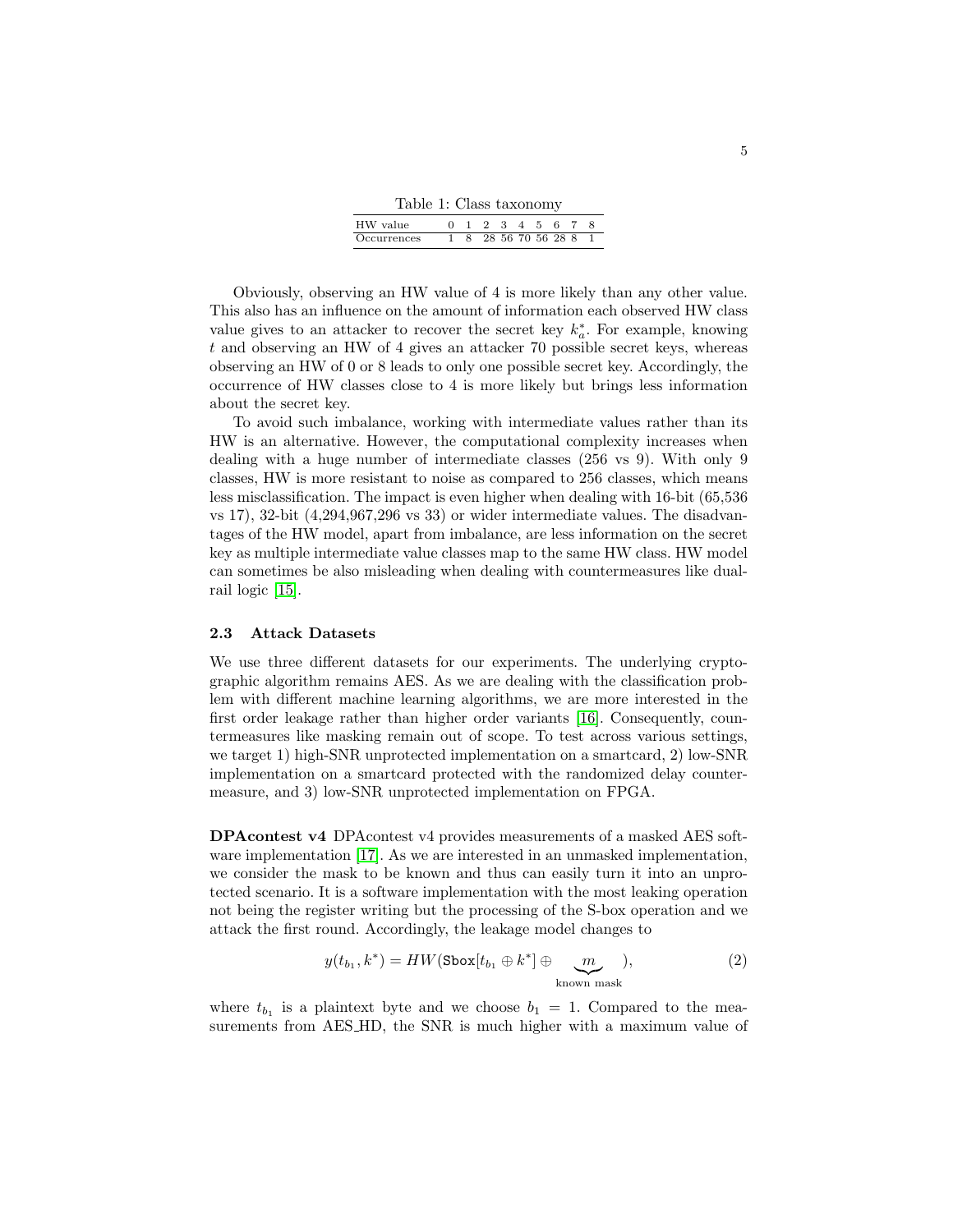Table 1: Class taxonomy

| HW value | 0 | 1 | 2 | 3 | 4 | 5 | 6 | 7 | 8 |
|---|---|---|---|---|---|---|---|---|---|
| Occurrences | 1 | 8 | 28 | 56 | 70 | 56 | 28 | 8 | 1 |

Obviously, observing an HW value of 4 is more likely than any other value. This also has an influence on the amount of information each observed HW class value gives to an attacker to recover the secret key $k_a^*$. For example, knowing $t$ and observing an HW of 4 gives an attacker 70 possible secret keys, whereas observing an HW of 0 or 8 leads to only one possible secret key. Accordingly, the occurrence of HW classes close to 4 is more likely but brings less information about the secret key.

To avoid such imbalance, working with intermediate values rather than its HW is an alternative. However, the computational complexity increases when dealing with a huge number of intermediate classes (256 vs 9). With only 9 classes, HW is more resistant to noise as compared to 256 classes, which means less misclassification. The impact is even higher when dealing with 16-bit (65,536 vs 17), 32-bit (4,294,967,296 vs 33) or wider intermediate values. The disadvantages of the HW model, apart from imbalance, are less information on the secret key as multiple intermediate value classes map to the same HW class. HW model can sometimes be also misleading when dealing with countermeasures like dual-rail logic [15].

### 2.3 Attack Datasets

We use three different datasets for our experiments. The underlying cryptographic algorithm remains AES. As we are dealing with the classification problem with different machine learning algorithms, we are more interested in the first order leakage rather than higher order variants [16]. Consequently, countermeasures like masking remain out of scope. To test across various settings, we target 1) high-SNR unprotected implementation on a smartcard, 2) low-SNR implementation on a smartcard protected with the randomized delay countermeasure, and 3) low-SNR unprotected implementation on FPGA.

**DPAcontest v4** DPAcontest v4 provides measurements of a masked AES software implementation [17]. As we are interested in an unmasked implementation, we consider the mask to be known and thus can easily turn it into an unprotected scenario. It is a software implementation with the most leaking operation not being the register writing but the processing of the S-box operation and we attack the first round. Accordingly, the leakage model changes to

$$y(t_{b_1}, k^*) = HW(\texttt{Sbox}[t_{b_1} \oplus k^*] \oplus \underbrace{m}_{\text{known mask}}), \tag{2}$$

where $t_{b_1}$ is a plaintext byte and we choose $b_1 = 1$. Compared to the measurements from AES_HD, the SNR is much higher with a maximum value of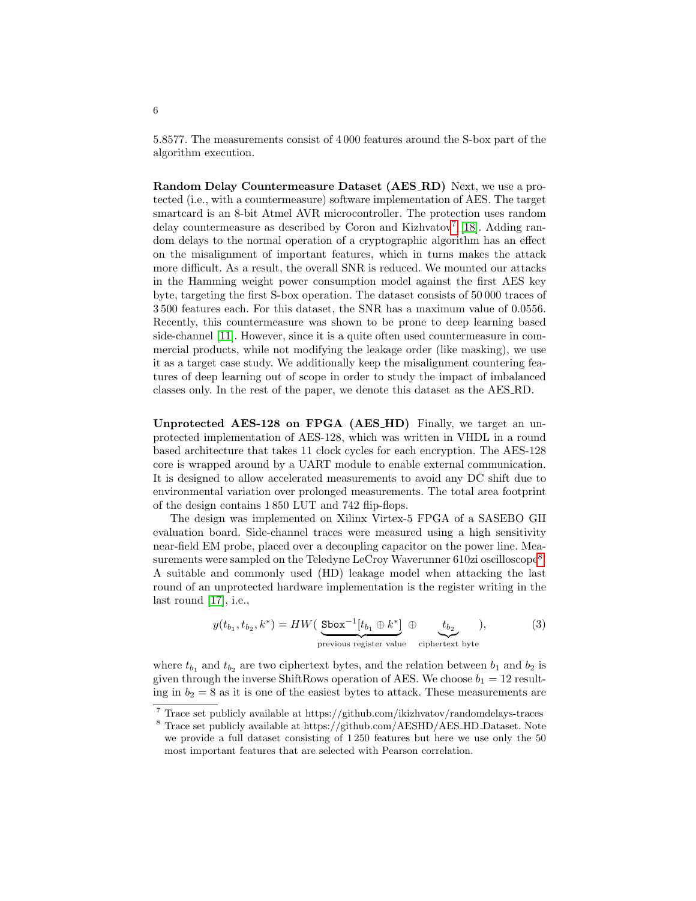5.8577. The measurements consist of 4 000 features around the S-box part of the algorithm execution.

**Random Delay Countermeasure Dataset (AES_RD)** Next, we use a protected (i.e., with a countermeasure) software implementation of AES. The target smartcard is an 8-bit Atmel AVR microcontroller. The protection uses random delay countermeasure as described by Coron and Kizhvatov[7] [18]. Adding random delays to the normal operation of a cryptographic algorithm has an effect on the misalignment of important features, which in turns makes the attack more difficult. As a result, the overall SNR is reduced. We mounted our attacks in the Hamming weight power consumption model against the first AES key byte, targeting the first S-box operation. The dataset consists of 50 000 traces of 3 500 features each. For this dataset, the SNR has a maximum value of 0.0556. Recently, this countermeasure was shown to be prone to deep learning based side-channel [11]. However, since it is a quite often used countermeasure in commercial products, while not modifying the leakage order (like masking), we use it as a target case study. We additionally keep the misalignment countering features of deep learning out of scope in order to study the impact of imbalanced classes only. In the rest of the paper, we denote this dataset as the AES_RD.

**Unprotected AES-128 on FPGA (AES_HD)** Finally, we target an unprotected implementation of AES-128, which was written in VHDL in a round based architecture that takes 11 clock cycles for each encryption. The AES-128 core is wrapped around by a UART module to enable external communication. It is designed to allow accelerated measurements to avoid any DC shift due to environmental variation over prolonged measurements. The total area footprint of the design contains 1 850 LUT and 742 flip-flops.

The design was implemented on Xilinx Virtex-5 FPGA of a SASEBO GII evaluation board. Side-channel traces were measured using a high sensitivity near-field EM probe, placed over a decoupling capacitor on the power line. Measurements were sampled on the Teledyne LeCroy Waverunner 610zi oscilloscope[8]. A suitable and commonly used (HD) leakage model when attacking the last round of an unprotected hardware implementation is the register writing in the last round [17], i.e.,

$$y(t_{b_1}, t_{b_2}, k^*) = HW(\underbrace{\texttt{Sbox}^{-1}[t_{b_1} \oplus k^*]}_{\text{previous register value}} \oplus \underbrace{t_{b_2}}_{\text{ciphertext byte}}), \tag{3}$$

where $t_{b_1}$ and $t_{b_2}$ are two ciphertext bytes, and the relation between $b_1$ and $b_2$ is given through the inverse ShiftRows operation of AES. We choose $b_1 = 12$ resulting in $b_2 = 8$ as it is one of the easiest bytes to attack. These measurements are

[7] Trace set publicly available at https://github.com/ikizhvatov/randomdelays-traces

[8] Trace set publicly available at https://github.com/AESHD/AES_HD_Dataset. Note we provide a full dataset consisting of 1 250 features but here we use only the 50 most important features that are selected with Pearson correlation.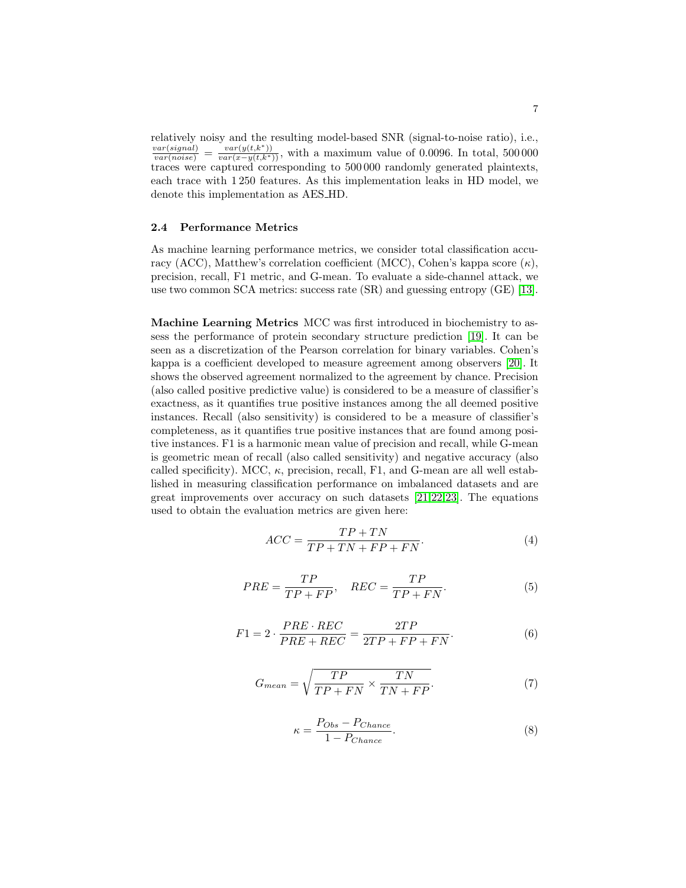relatively noisy and the resulting model-based SNR (signal-to-noise ratio), i.e., $\frac{var(signal)}{var(noise)} = \frac{var(y(t,k^*))}{var(x-y(t,k^*))}$, with a maximum value of 0.0096. In total, 500 000 traces were captured corresponding to 500 000 randomly generated plaintexts, each trace with 1 250 features. As this implementation leaks in HD model, we denote this implementation as AES_HD.

### 2.4 Performance Metrics

As machine learning performance metrics, we consider total classification accuracy (ACC), Matthew's correlation coefficient (MCC), Cohen's kappa score ($\kappa$), precision, recall, F1 metric, and G-mean. To evaluate a side-channel attack, we use two common SCA metrics: success rate (SR) and guessing entropy (GE) [13].

**Machine Learning Metrics** MCC was first introduced in biochemistry to assess the performance of protein secondary structure prediction [19]. It can be seen as a discretization of the Pearson correlation for binary variables. Cohen's kappa is a coefficient developed to measure agreement among observers [20]. It shows the observed agreement normalized to the agreement by chance. Precision (also called positive predictive value) is considered to be a measure of classifier's exactness, as it quantifies true positive instances among the all deemed positive instances. Recall (also sensitivity) is considered to be a measure of classifier's completeness, as it quantifies true positive instances that are found among positive instances. F1 is a harmonic mean value of precision and recall, while G-mean is geometric mean of recall (also called sensitivity) and negative accuracy (also called specificity). MCC, $\kappa$, precision, recall, F1, and G-mean are all well established in measuring classification performance on imbalanced datasets and are great improvements over accuracy on such datasets [21,22,23]. The equations used to obtain the evaluation metrics are given here:

$$ACC = \frac{TP + TN}{TP + TN + FP + FN}. \tag{4}$$

$$PRE = \frac{TP}{TP + FP}, \quad REC = \frac{TP}{TP + FN}. \tag{5}$$

$$F1 = 2 \cdot \frac{PRE \cdot REC}{PRE + REC} = \frac{2TP}{2TP + FP + FN}. \tag{6}$$

$$G_{mean} = \sqrt{\frac{TP}{TP + FN} \times \frac{TN}{TN + FP}}. \tag{7}$$

$$\kappa = \frac{P_{Obs} - P_{Chance}}{1 - P_{Chance}}. \tag{8}$$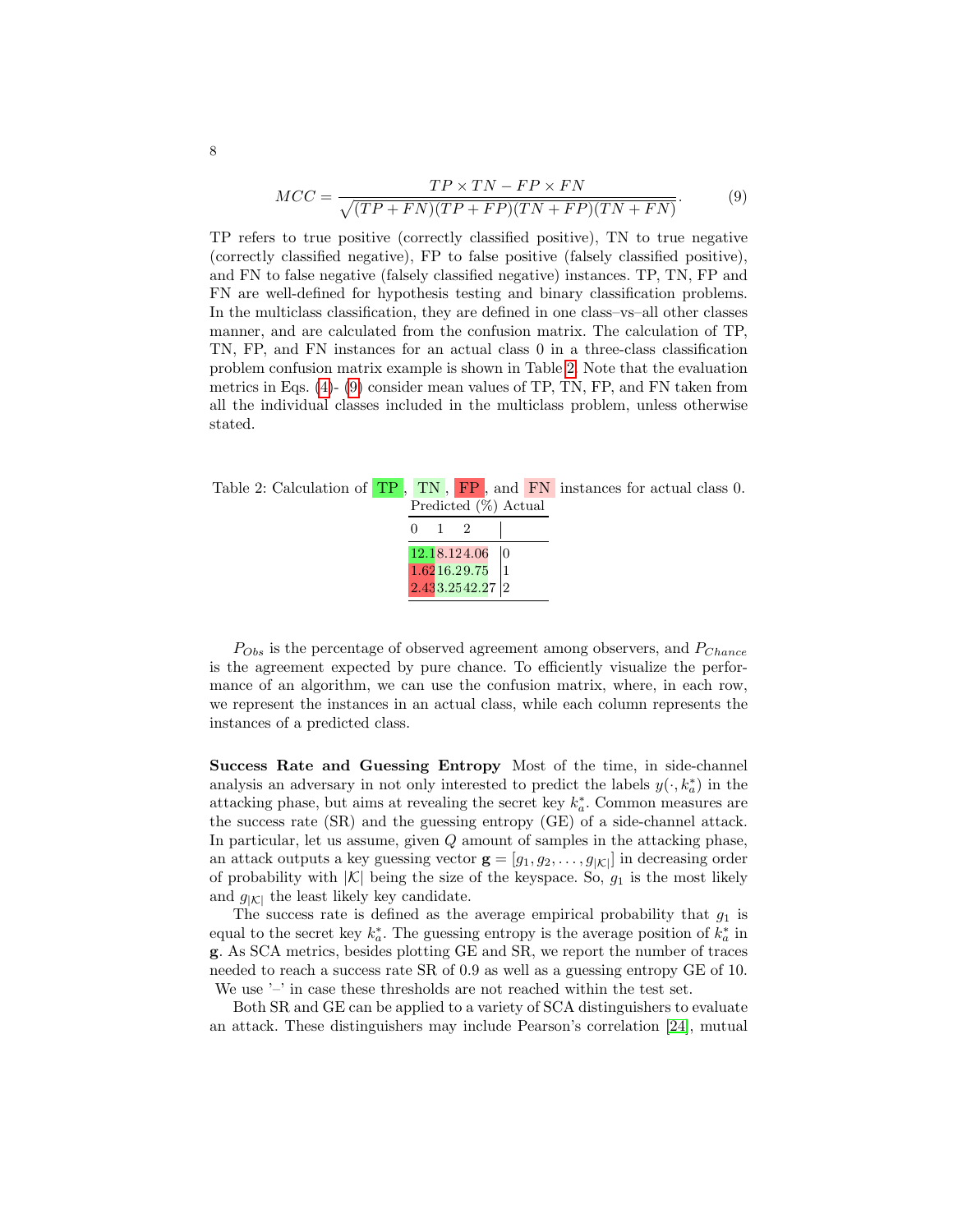$$MCC = \frac{TP \times TN - FP \times FN}{\sqrt{(TP + FN)(TP + FP)(TN + FP)(TN + FN)}}. \tag{9}$$

TP refers to true positive (correctly classified positive), TN to true negative (correctly classified negative), FP to false positive (falsely classified positive), and FN to false negative (falsely classified negative) instances. TP, TN, FP and FN are well-defined for hypothesis testing and binary classification problems. In the multiclass classification, they are defined in one class–vs–all other classes manner, and are calculated from the confusion matrix. The calculation of TP, TN, FP, and FN instances for an actual class 0 in a three-class classification problem confusion matrix example is shown in Table 2. Note that the evaluation metrics in Eqs. (4)- (9) consider mean values of TP, TN, FP, and FN taken from all the individual classes included in the multiclass problem, unless otherwise stated.

Table 2: Calculation of TP, TN, FP, and FN instances for actual class 0.

| Predicted (%) 0 | 1 | 2 | Actual |
|---|---|---|---|
| 12.1 | 8.12 | 4.06 | 0 |
| 1.62 | 16.2 | 9.75 | 1 |
| 2.43 | 3.25 | 42.27 | 2 |

$P_{Obs}$ is the percentage of observed agreement among observers, and $P_{Chance}$ is the agreement expected by pure chance. To efficiently visualize the performance of an algorithm, we can use the confusion matrix, where, in each row, we represent the instances in an actual class, while each column represents the instances of a predicted class.

**Success Rate and Guessing Entropy** Most of the time, in side-channel analysis an adversary in not only interested to predict the labels $y(\cdot, k_a^*)$ in the attacking phase, but aims at revealing the secret key $k_a^*$. Common measures are the success rate (SR) and the guessing entropy (GE) of a side-channel attack. In particular, let us assume, given $Q$ amount of samples in the attacking phase, an attack outputs a key guessing vector $\mathbf{g} = [g_1, g_2, \ldots, g_{|\mathcal{K}|}]$ in decreasing order of probability with $|\mathcal{K}|$ being the size of the keyspace. So, $g_1$ is the most likely and $g_{|\mathcal{K}|}$ the least likely key candidate.

The success rate is defined as the average empirical probability that $g_1$ is equal to the secret key $k_a^*$. The guessing entropy is the average position of $k_a^*$ in $\mathbf{g}$. As SCA metrics, besides plotting GE and SR, we report the number of traces needed to reach a success rate SR of 0.9 as well as a guessing entropy GE of 10. We use '–' in case these thresholds are not reached within the test set.

Both SR and GE can be applied to a variety of SCA distinguishers to evaluate an attack. These distinguishers may include Pearson's correlation [24], mutual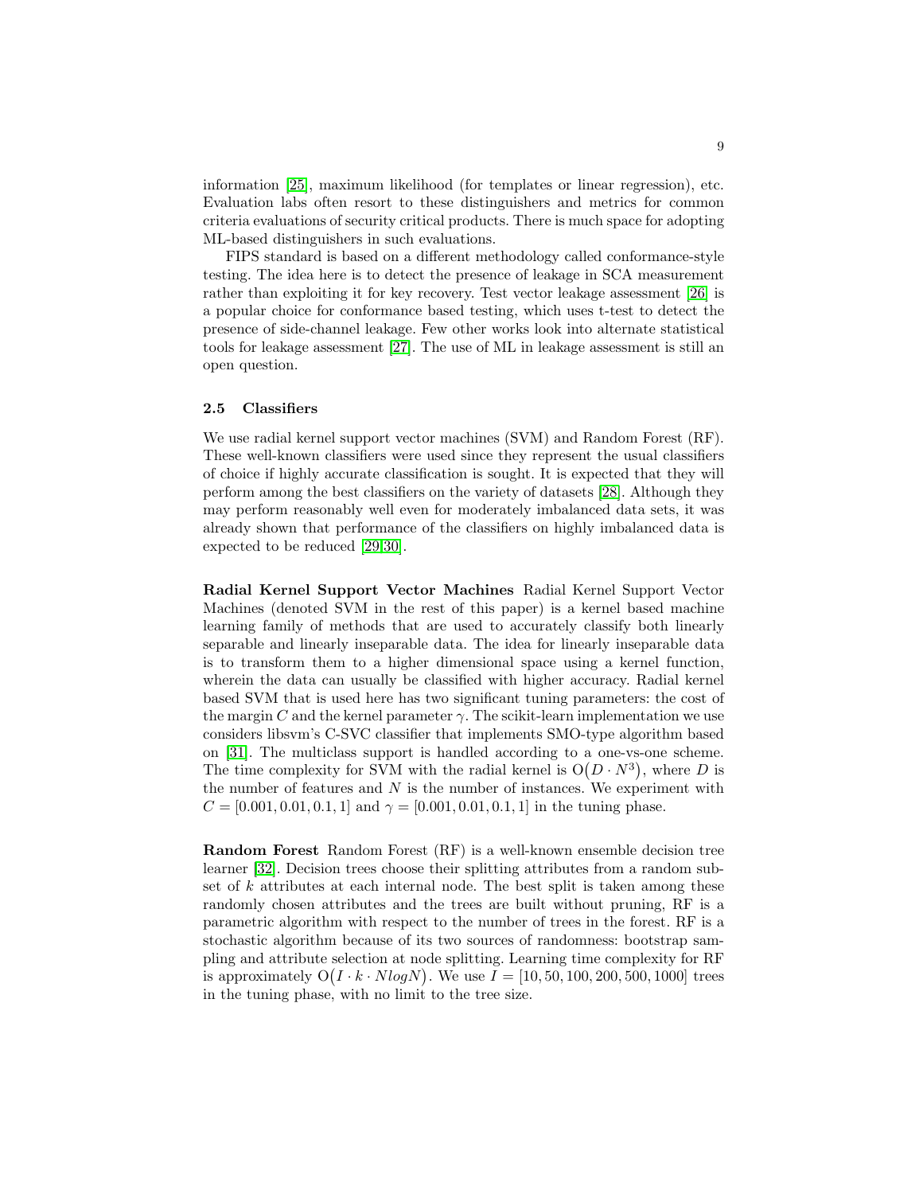information [25], maximum likelihood (for templates or linear regression), etc. Evaluation labs often resort to these distinguishers and metrics for common criteria evaluations of security critical products. There is much space for adopting ML-based distinguishers in such evaluations.

FIPS standard is based on a different methodology called conformance-style testing. The idea here is to detect the presence of leakage in SCA measurement rather than exploiting it for key recovery. Test vector leakage assessment [26] is a popular choice for conformance based testing, which uses t-test to detect the presence of side-channel leakage. Few other works look into alternate statistical tools for leakage assessment [27]. The use of ML in leakage assessment is still an open question.

### 2.5 Classifiers

We use radial kernel support vector machines (SVM) and Random Forest (RF). These well-known classifiers were used since they represent the usual classifiers of choice if highly accurate classification is sought. It is expected that they will perform among the best classifiers on the variety of datasets [28]. Although they may perform reasonably well even for moderately imbalanced data sets, it was already shown that performance of the classifiers on highly imbalanced data is expected to be reduced [29,30].

**Radial Kernel Support Vector Machines** Radial Kernel Support Vector Machines (denoted SVM in the rest of this paper) is a kernel based machine learning family of methods that are used to accurately classify both linearly separable and linearly inseparable data. The idea for linearly inseparable data is to transform them to a higher dimensional space using a kernel function, wherein the data can usually be classified with higher accuracy. Radial kernel based SVM that is used here has two significant tuning parameters: the cost of the margin $C$ and the kernel parameter $\gamma$. The scikit-learn implementation we use considers libsvm's C-SVC classifier that implements SMO-type algorithm based on [31]. The multiclass support is handled according to a one-vs-one scheme. The time complexity for SVM with the radial kernel is $\mathrm{O}\big(D \cdot N^3\big)$, where $D$ is the number of features and $N$ is the number of instances. We experiment with $C = [0.001, 0.01, 0.1, 1]$ and $\gamma = [0.001, 0.01, 0.1, 1]$ in the tuning phase.

**Random Forest** Random Forest (RF) is a well-known ensemble decision tree learner [32]. Decision trees choose their splitting attributes from a random subset of $k$ attributes at each internal node. The best split is taken among these randomly chosen attributes and the trees are built without pruning, RF is a parametric algorithm with respect to the number of trees in the forest. RF is a stochastic algorithm because of its two sources of randomness: bootstrap sampling and attribute selection at node splitting. Learning time complexity for RF is approximately $\mathrm{O}\big(I \cdot k \cdot N log N\big)$. We use $I = [10, 50, 100, 200, 500, 1000]$ trees in the tuning phase, with no limit to the tree size.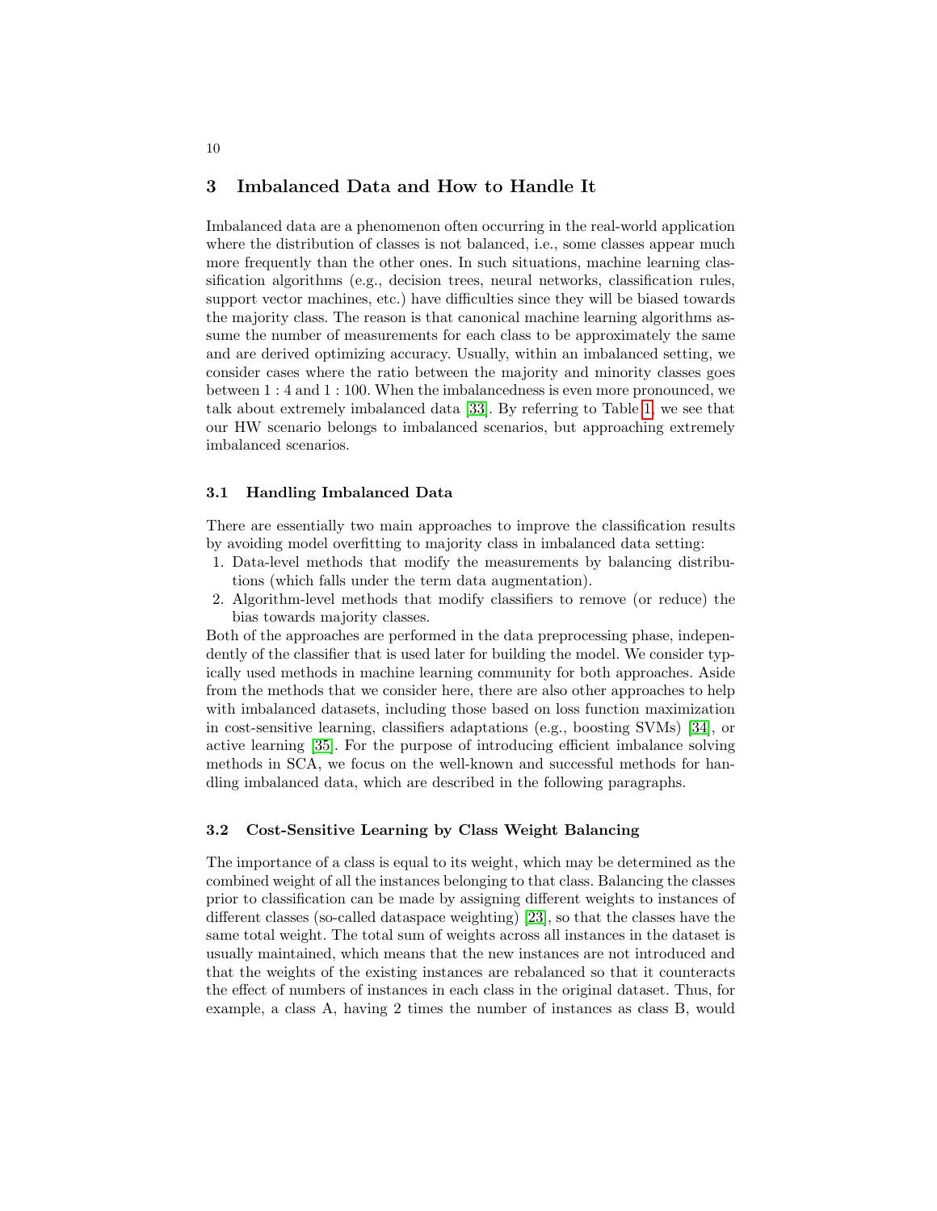## 3 Imbalanced Data and How to Handle It

Imbalanced data are a phenomenon often occurring in the real-world application where the distribution of classes is not balanced, i.e., some classes appear much more frequently than the other ones. In such situations, machine learning classification algorithms (e.g., decision trees, neural networks, classification rules, support vector machines, etc.) have difficulties since they will be biased towards the majority class. The reason is that canonical machine learning algorithms assume the number of measurements for each class to be approximately the same and are derived optimizing accuracy. Usually, within an imbalanced setting, we consider cases where the ratio between the majority and minority classes goes between $1:4$ and $1:100$. When the imbalancedness is even more pronounced, we talk about extremely imbalanced data [33]. By referring to Table 1, we see that our HW scenario belongs to imbalanced scenarios, but approaching extremely imbalanced scenarios.

### 3.1 Handling Imbalanced Data

There are essentially two main approaches to improve the classification results by avoiding model overfitting to majority class in imbalanced data setting:

1. Data-level methods that modify the measurements by balancing distributions (which falls under the term data augmentation).
2. Algorithm-level methods that modify classifiers to remove (or reduce) the bias towards majority classes.

Both of the approaches are performed in the data preprocessing phase, independently of the classifier that is used later for building the model. We consider typically used methods in machine learning community for both approaches. Aside from the methods that we consider here, there are also other approaches to help with imbalanced datasets, including those based on loss function maximization in cost-sensitive learning, classifiers adaptations (e.g., boosting SVMs) [34], or active learning [35]. For the purpose of introducing efficient imbalance solving methods in SCA, we focus on the well-known and successful methods for handling imbalanced data, which are described in the following paragraphs.

### 3.2 Cost-Sensitive Learning by Class Weight Balancing

The importance of a class is equal to its weight, which may be determined as the combined weight of all the instances belonging to that class. Balancing the classes prior to classification can be made by assigning different weights to instances of different classes (so-called dataspace weighting) [23], so that the classes have the same total weight. The total sum of weights across all instances in the dataset is usually maintained, which means that the new instances are not introduced and that the weights of the existing instances are rebalanced so that it counteracts the effect of numbers of instances in each class in the original dataset. Thus, for example, a class A, having 2 times the number of instances as class B, would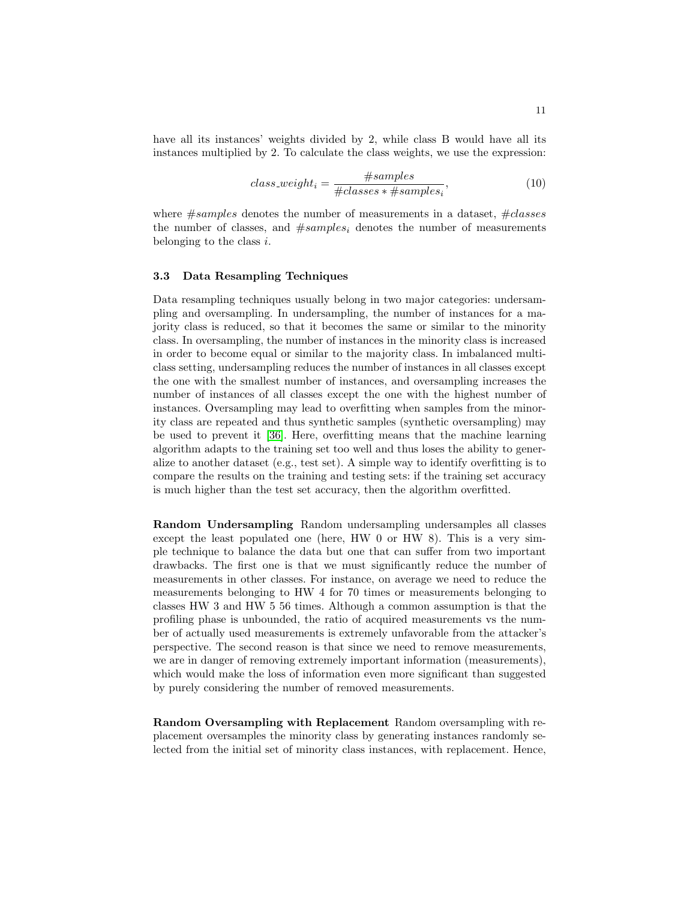have all its instances' weights divided by 2, while class B would have all its instances multiplied by 2. To calculate the class weights, we use the expression:

$$class\_weight_i = \frac{\#samples}{\#classes * \#samples_i}, \tag{10}$$

where $\#samples$ denotes the number of measurements in a dataset, $\#classes$ the number of classes, and $\#samples_i$ denotes the number of measurements belonging to the class $i$.

### 3.3 Data Resampling Techniques

Data resampling techniques usually belong in two major categories: undersampling and oversampling. In undersampling, the number of instances for a majority class is reduced, so that it becomes the same or similar to the minority class. In oversampling, the number of instances in the minority class is increased in order to become equal or similar to the majority class. In imbalanced multi-class setting, undersampling reduces the number of instances in all classes except the one with the smallest number of instances, and oversampling increases the number of instances of all classes except the one with the highest number of instances. Oversampling may lead to overfitting when samples from the minority class are repeated and thus synthetic samples (synthetic oversampling) may be used to prevent it [36]. Here, overfitting means that the machine learning algorithm adapts to the training set too well and thus loses the ability to generalize to another dataset (e.g., test set). A simple way to identify overfitting is to compare the results on the training and testing sets: if the training set accuracy is much higher than the test set accuracy, then the algorithm overfitted.

**Random Undersampling** Random undersampling undersamples all classes except the least populated one (here, HW 0 or HW 8). This is a very simple technique to balance the data but one that can suffer from two important drawbacks. The first one is that we must significantly reduce the number of measurements in other classes. For instance, on average we need to reduce the measurements belonging to HW 4 for 70 times or measurements belonging to classes HW 3 and HW 5 56 times. Although a common assumption is that the profiling phase is unbounded, the ratio of acquired measurements vs the number of actually used measurements is extremely unfavorable from the attacker's perspective. The second reason is that since we need to remove measurements, we are in danger of removing extremely important information (measurements), which would make the loss of information even more significant than suggested by purely considering the number of removed measurements.

**Random Oversampling with Replacement** Random oversampling with replacement oversamples the minority class by generating instances randomly selected from the initial set of minority class instances, with replacement. Hence,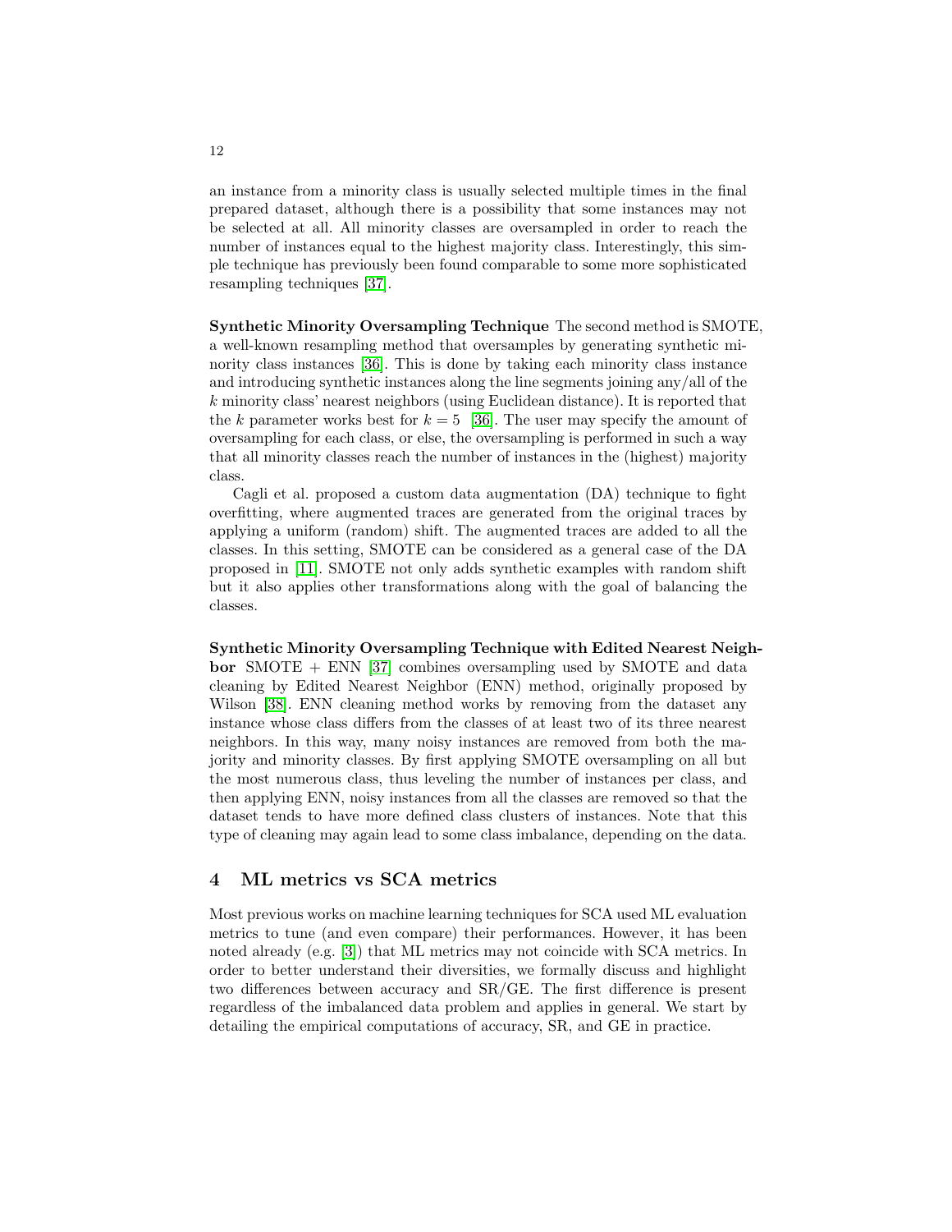an instance from a minority class is usually selected multiple times in the final prepared dataset, although there is a possibility that some instances may not be selected at all. All minority classes are oversampled in order to reach the number of instances equal to the highest majority class. Interestingly, this simple technique has previously been found comparable to some more sophisticated resampling techniques [37].

**Synthetic Minority Oversampling Technique** The second method is SMOTE, a well-known resampling method that oversamples by generating synthetic minority class instances [36]. This is done by taking each minority class instance and introducing synthetic instances along the line segments joining any/all of the $k$ minority class' nearest neighbors (using Euclidean distance). It is reported that the $k$ parameter works best for $k = 5$ [36]. The user may specify the amount of oversampling for each class, or else, the oversampling is performed in such a way that all minority classes reach the number of instances in the (highest) majority class.

Cagli et al. proposed a custom data augmentation (DA) technique to fight overfitting, where augmented traces are generated from the original traces by applying a uniform (random) shift. The augmented traces are added to all the classes. In this setting, SMOTE can be considered as a general case of the DA proposed in [11]. SMOTE not only adds synthetic examples with random shift but it also applies other transformations along with the goal of balancing the classes.

**Synthetic Minority Oversampling Technique with Edited Nearest Neighbor** SMOTE + ENN [37] combines oversampling used by SMOTE and data cleaning by Edited Nearest Neighbor (ENN) method, originally proposed by Wilson [38]. ENN cleaning method works by removing from the dataset any instance whose class differs from the classes of at least two of its three nearest neighbors. In this way, many noisy instances are removed from both the majority and minority classes. By first applying SMOTE oversampling on all but the most numerous class, thus leveling the number of instances per class, and then applying ENN, noisy instances from all the classes are removed so that the dataset tends to have more defined class clusters of instances. Note that this type of cleaning may again lead to some class imbalance, depending on the data.

## 4 ML metrics vs SCA metrics

Most previous works on machine learning techniques for SCA used ML evaluation metrics to tune (and even compare) their performances. However, it has been noted already (e.g. [3]) that ML metrics may not coincide with SCA metrics. In order to better understand their diversities, we formally discuss and highlight two differences between accuracy and SR/GE. The first difference is present regardless of the imbalanced data problem and applies in general. We start by detailing the empirical computations of accuracy, SR, and GE in practice.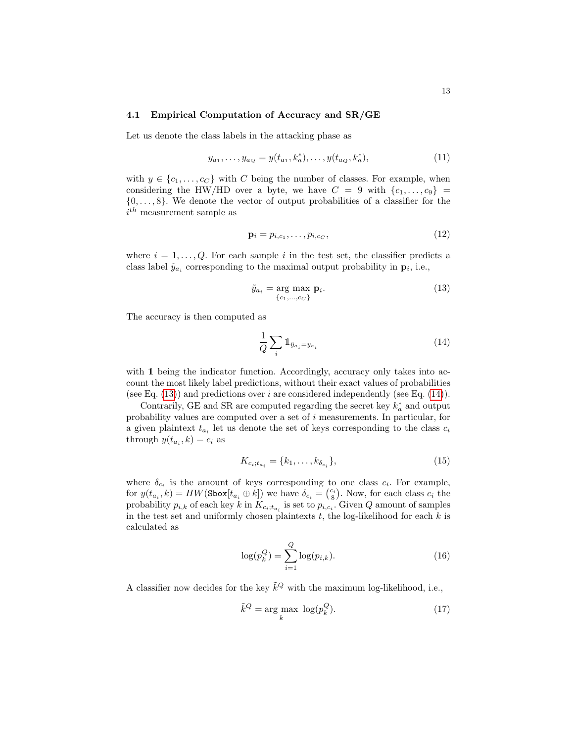### 4.1 Empirical Computation of Accuracy and SR/GE

Let us denote the class labels in the attacking phase as

$$y_{a_1}, \ldots, y_{a_Q} = y(t_{a_1}, k_a^*), \ldots, y(t_{a_Q}, k_a^*), \tag{11}$$

with $y \in \{c_1, \ldots, c_C\}$ with $C$ being the number of classes. For example, when considering the HW/HD over a byte, we have $C = 9$ with $\{c_1, \ldots, c_9\} = \{0, \ldots, 8\}$. We denote the vector of output probabilities of a classifier for the $i^{th}$ measurement sample as

$$\mathbf{p}_i = p_{i,c_1}, \ldots, p_{i,c_C}, \tag{12}$$

where $i = 1, \ldots, Q$. For each sample $i$ in the test set, the classifier predicts a class label $\tilde{y}_{a_i}$ corresponding to the maximal output probability in $\mathbf{p}_i$, i.e.,

$$\tilde{y}_{a_i} = \underset{\{c_1,\ldots,c_C\}}{\arg\max}\ \mathbf{p}_i. \tag{13}$$

The accuracy is then computed as

$$\frac{1}{Q} \sum_i \mathbb{1}_{\tilde{y}_{a_i} = y_{a_i}} \tag{14}$$

with $\mathbb{1}$ being the indicator function. Accordingly, accuracy only takes into account the most likely label predictions, without their exact values of probabilities (see Eq. (13)) and predictions over $i$ are considered independently (see Eq. (14)).

Contrarily, GE and SR are computed regarding the secret key $k_a^*$ and output probability values are computed over a set of $i$ measurements. In particular, for a given plaintext $t_{a_i}$ let us denote the set of keys corresponding to the class $c_i$ through $y(t_{a_i}, k) = c_i$ as

$$K_{c_i;t_{a_i}} = \{k_1, \ldots, k_{\delta_{c_i}}\}, \tag{15}$$

where $\delta_{c_i}$ is the amount of keys corresponding to one class $c_i$. For example, for $y(t_{a_i}, k) = HW(\texttt{Sbox}[t_{a_i} \oplus k])$ we have $\delta_{c_i} = \binom{c_i}{8}$. Now, for each class $c_i$ the probability $p_{i,k}$ of each key $k$ in $K_{c_i;t_{a_i}}$ is set to $p_{i,c_i}$. Given $Q$ amount of samples in the test set and uniformly chosen plaintexts $t$, the log-likelihood for each $k$ is calculated as

$$\log(p_k^Q) = \sum_{i=1}^{Q} \log(p_{i,k}). \tag{16}$$

A classifier now decides for the key $\tilde{k}^Q$ with the maximum log-likelihood, i.e.,

$$\tilde{k}^Q = \underset{k}{\arg\max}\ \log(p_k^Q). \tag{17}$$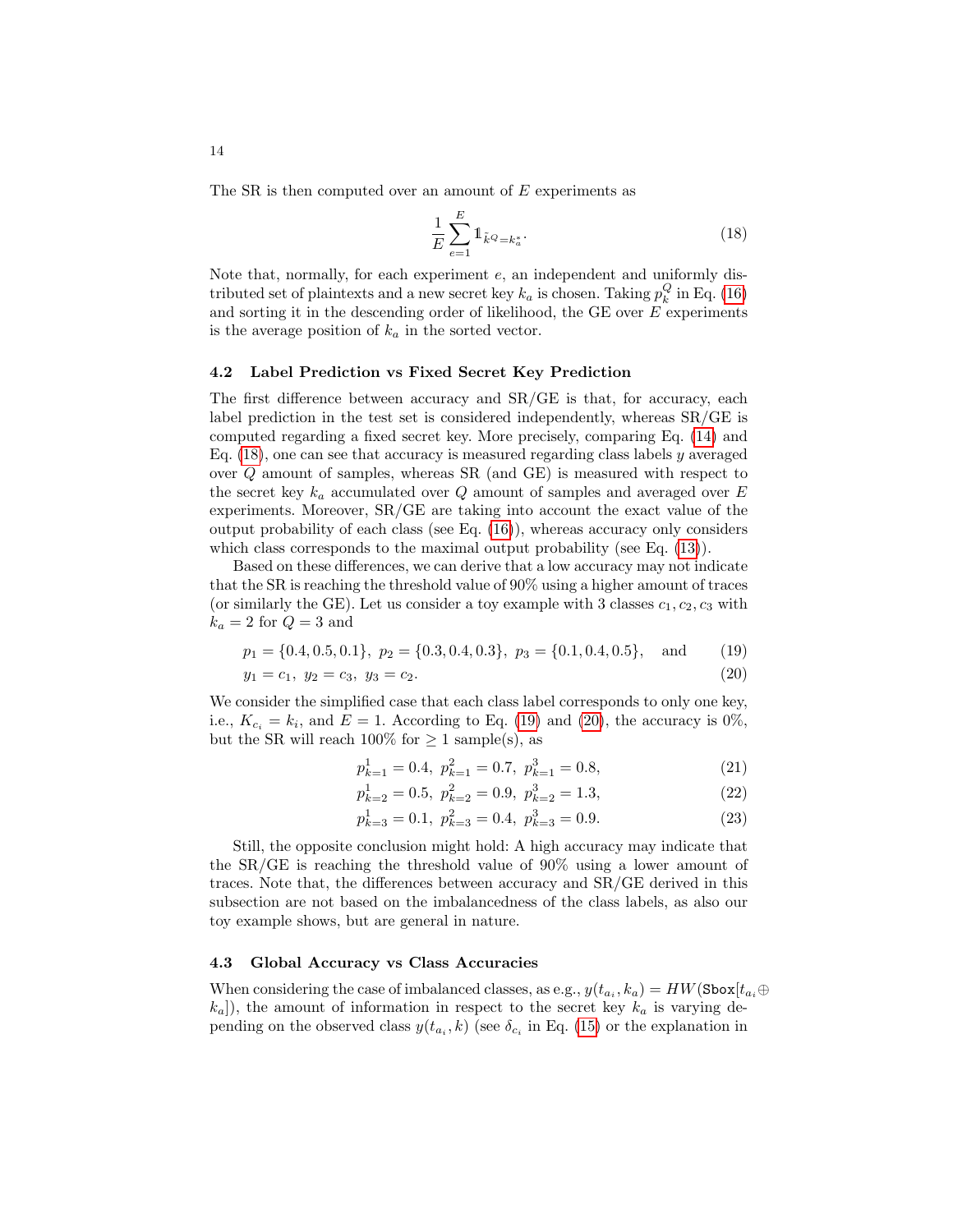The SR is then computed over an amount of $E$ experiments as

$$\frac{1}{E}\sum_{e=1}^{E} \mathbb{1}_{\tilde{k}^Q = k_a^*}. \tag{18}$$

Note that, normally, for each experiment $e$, an independent and uniformly distributed set of plaintexts and a new secret key $k_a$ is chosen. Taking $p_k^Q$ in Eq. (16) and sorting it in the descending order of likelihood, the GE over $E$ experiments is the average position of $k_a$ in the sorted vector.

### 4.2 Label Prediction vs Fixed Secret Key Prediction

The first difference between accuracy and SR/GE is that, for accuracy, each label prediction in the test set is considered independently, whereas SR/GE is computed regarding a fixed secret key. More precisely, comparing Eq. (14) and Eq. (18), one can see that accuracy is measured regarding class labels $y$ averaged over $Q$ amount of samples, whereas SR (and GE) is measured with respect to the secret key $k_a$ accumulated over $Q$ amount of samples and averaged over $E$ experiments. Moreover, SR/GE are taking into account the exact value of the output probability of each class (see Eq. (16)), whereas accuracy only considers which class corresponds to the maximal output probability (see Eq. (13)).

Based on these differences, we can derive that a low accuracy may not indicate that the SR is reaching the threshold value of 90% using a higher amount of traces (or similarly the GE). Let us consider a toy example with 3 classes $c_1, c_2, c_3$ with $k_a = 2$ for $Q = 3$ and

$$p_1 = \{0.4, 0.5, 0.1\},\ p_2 = \{0.3, 0.4, 0.3\},\ p_3 = \{0.1, 0.4, 0.5\}, \quad \text{and} \tag{19}$$

$$y_1 = c_1,\ y_2 = c_3,\ y_3 = c_2. \tag{20}$$

We consider the simplified case that each class label corresponds to only one key, i.e., $K_{c_i} = k_i$, and $E = 1$. According to Eq. (19) and (20), the accuracy is 0%, but the SR will reach 100% for $\geq 1$ sample(s), as

$$p_{k=1}^1 = 0.4,\ p_{k=1}^2 = 0.7,\ p_{k=1}^3 = 0.8, \tag{21}$$

$$p_{k=2}^1 = 0.5,\ p_{k=2}^2 = 0.9,\ p_{k=2}^3 = 1.3, \tag{22}$$

$$p_{k=3}^1 = 0.1,\ p_{k=3}^2 = 0.4,\ p_{k=3}^3 = 0.9. \tag{23}$$

Still, the opposite conclusion might hold: A high accuracy may indicate that the SR/GE is reaching the threshold value of 90% using a lower amount of traces. Note that, the differences between accuracy and SR/GE derived in this subsection are not based on the imbalancedness of the class labels, as also our toy example shows, but are general in nature.

### 4.3 Global Accuracy vs Class Accuracies

When considering the case of imbalanced classes, as e.g., $y(t_{a_i}, k_a) = HW(\texttt{Sbox}[t_{a_i} \oplus k_a])$, the amount of information in respect to the secret key $k_a$ is varying depending on the observed class $y(t_{a_i}, k)$ (see $\delta_{c_i}$ in Eq. (15) or the explanation in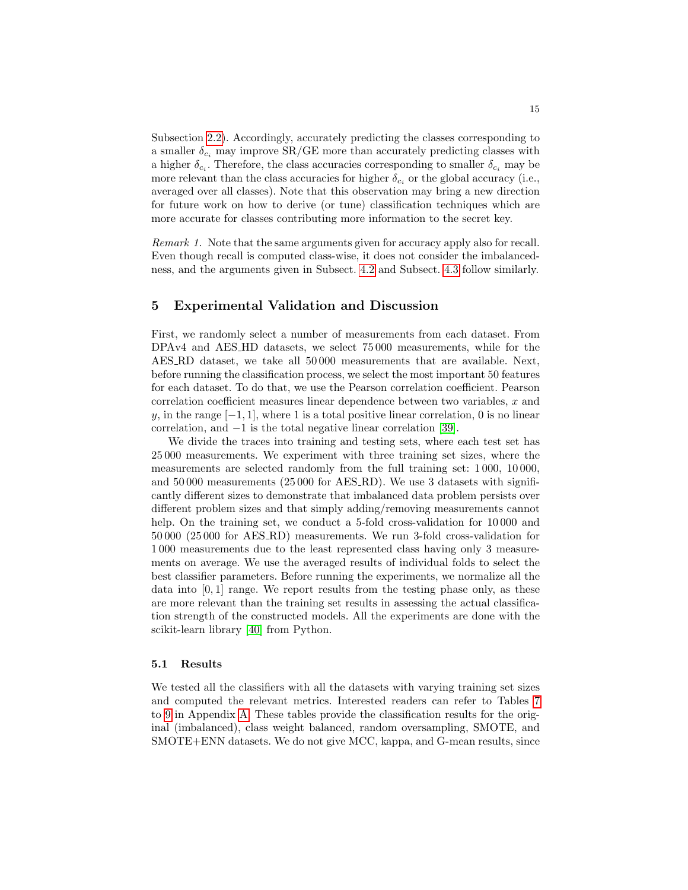Subsection 2.2). Accordingly, accurately predicting the classes corresponding to a smaller $\delta_{c_i}$ may improve SR/GE more than accurately predicting classes with a higher $\delta_{c_i}$. Therefore, the class accuracies corresponding to smaller $\delta_{c_i}$ may be more relevant than the class accuracies for higher $\delta_{c_i}$ or the global accuracy (i.e., averaged over all classes). Note that this observation may bring a new direction for future work on how to derive (or tune) classification techniques which are more accurate for classes contributing more information to the secret key.

*Remark 1.* Note that the same arguments given for accuracy apply also for recall. Even though recall is computed class-wise, it does not consider the imbalancedness, and the arguments given in Subsect. 4.2 and Subsect. 4.3 follow similarly.

## 5 Experimental Validation and Discussion

First, we randomly select a number of measurements from each dataset. From DPAv4 and AES_HD datasets, we select 75 000 measurements, while for the AES_RD dataset, we take all 50 000 measurements that are available. Next, before running the classification process, we select the most important 50 features for each dataset. To do that, we use the Pearson correlation coefficient. Pearson correlation coefficient measures linear dependence between two variables, $x$ and $y$, in the range $[-1, 1]$, where 1 is a total positive linear correlation, 0 is no linear correlation, and $-1$ is the total negative linear correlation [39].

We divide the traces into training and testing sets, where each test set has 25 000 measurements. We experiment with three training set sizes, where the measurements are selected randomly from the full training set: 1 000, 10 000, and 50 000 measurements (25 000 for AES_RD). We use 3 datasets with significantly different sizes to demonstrate that imbalanced data problem persists over different problem sizes and that simply adding/removing measurements cannot help. On the training set, we conduct a 5-fold cross-validation for 10 000 and 50 000 (25 000 for AES_RD) measurements. We run 3-fold cross-validation for 1 000 measurements due to the least represented class having only 3 measurements on average. We use the averaged results of individual folds to select the best classifier parameters. Before running the experiments, we normalize all the data into $[0, 1]$ range. We report results from the testing phase only, as these are more relevant than the training set results in assessing the actual classification strength of the constructed models. All the experiments are done with the scikit-learn library [40] from Python.

### 5.1 Results

We tested all the classifiers with all the datasets with varying training set sizes and computed the relevant metrics. Interested readers can refer to Tables 7 to 9 in Appendix A. These tables provide the classification results for the original (imbalanced), class weight balanced, random oversampling, SMOTE, and SMOTE+ENN datasets. We do not give MCC, kappa, and G-mean results, since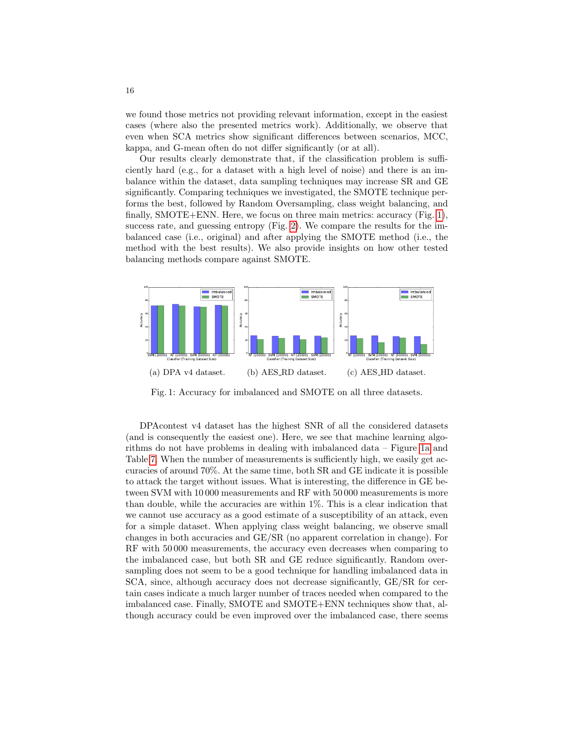we found those metrics not providing relevant information, except in the easiest cases (where also the presented metrics work). Additionally, we observe that even when SCA metrics show significant differences between scenarios, MCC, kappa, and G-mean often do not differ significantly (or at all).

Our results clearly demonstrate that, if the classification problem is sufficiently hard (e.g., for a dataset with a high level of noise) and there is an imbalance within the dataset, data sampling techniques may increase SR and GE significantly. Comparing techniques we investigated, the SMOTE technique performs the best, followed by Random Oversampling, class weight balancing, and finally, SMOTE+ENN. Here, we focus on three main metrics: accuracy (Fig. 1), success rate, and guessing entropy (Fig. 2). We compare the results for the imbalanced case (i.e., original) and after applying the SMOTE method (i.e., the method with the best results). We also provide insights on how other tested balancing methods compare against SMOTE.

(a) DPA v4 dataset. (b) AES_RD dataset. (c) AES_HD dataset.

Fig. 1: Accuracy for imbalanced and SMOTE on all three datasets.

DPAcontest v4 dataset has the highest SNR of all the considered datasets (and is consequently the easiest one). Here, we see that machine learning algorithms do not have problems in dealing with imbalanced data – Figure 1a and Table 7. When the number of measurements is sufficiently high, we easily get accuracies of around 70%. At the same time, both SR and GE indicate it is possible to attack the target without issues. What is interesting, the difference in GE between SVM with 10 000 measurements and RF with 50 000 measurements is more than double, while the accuracies are within 1%. This is a clear indication that we cannot use accuracy as a good estimate of a susceptibility of an attack, even for a simple dataset. When applying class weight balancing, we observe small changes in both accuracies and GE/SR (no apparent correlation in change). For RF with 50 000 measurements, the accuracy even decreases when comparing to the imbalanced case, but both SR and GE reduce significantly. Random oversampling does not seem to be a good technique for handling imbalanced data in SCA, since, although accuracy does not decrease significantly, GE/SR for certain cases indicate a much larger number of traces needed when compared to the imbalanced case. Finally, SMOTE and SMOTE+ENN techniques show that, although accuracy could be even improved over the imbalanced case, there seems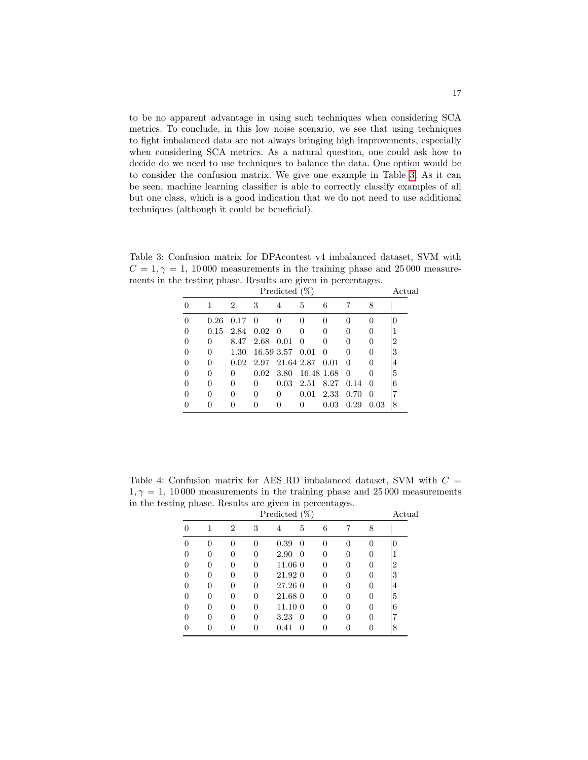to be no apparent advantage in using such techniques when considering SCA metrics. To conclude, in this low noise scenario, we see that using techniques to fight imbalanced data are not always bringing high improvements, especially when considering SCA metrics. As a natural question, one could ask how to decide do we need to use techniques to balance the data. One option would be to consider the confusion matrix. We give one example in Table 3. As it can be seen, machine learning classifier is able to correctly classify examples of all but one class, which is a good indication that we do not need to use additional techniques (although it could be beneficial).

Table 3: Confusion matrix for DPAcontest v4 imbalanced dataset, SVM with $C = 1, \gamma = 1$, 10 000 measurements in the training phase and 25 000 measurements in the testing phase. Results are given in percentages.

| Predicted (%) | | | | | | | | | Actual |
|---|---|---|---|---|---|---|---|---|---|
| 0 | 1 | 2 | 3 | 4 | 5 | 6 | 7 | 8 | |
| 0 | 0.26 | 0.17 | 0 | 0 | 0 | 0 | 0 | 0 | 0 |
| 0 | 0.15 | 2.84 | 0.02 | 0 | 0 | 0 | 0 | 0 | 1 |
| 0 | 0 | 8.47 | 2.68 | 0.01 | 0 | 0 | 0 | 0 | 2 |
| 0 | 0 | 1.30 | 16.59 | 3.57 | 0.01 | 0 | 0 | 0 | 3 |
| 0 | 0 | 0.02 | 2.97 | 21.64 | 2.87 | 0.01 | 0 | 0 | 4 |
| 0 | 0 | 0 | 0.02 | 3.80 | 16.48 | 1.68 | 0 | 0 | 5 |
| 0 | 0 | 0 | 0 | 0.03 | 2.51 | 8.27 | 0.14 | 0 | 6 |
| 0 | 0 | 0 | 0 | 0 | 0.01 | 2.33 | 0.70 | 0 | 7 |
| 0 | 0 | 0 | 0 | 0 | 0 | 0.03 | 0.29 | 0.03 | 8 |

Table 4: Confusion matrix for AES_RD imbalanced dataset, SVM with $C = 1, \gamma = 1$, 10 000 measurements in the training phase and 25 000 measurements in the testing phase. Results are given in percentages.

| Predicted (%) | | | | | | | | | Actual |
|---|---|---|---|---|---|---|---|---|---|
| 0 | 1 | 2 | 3 | 4 | 5 | 6 | 7 | 8 | |
| 0 | 0 | 0 | 0 | 0.39 | 0 | 0 | 0 | 0 | 0 |
| 0 | 0 | 0 | 0 | 2.90 | 0 | 0 | 0 | 0 | 1 |
| 0 | 0 | 0 | 0 | 11.06 | 0 | 0 | 0 | 0 | 2 |
| 0 | 0 | 0 | 0 | 21.92 | 0 | 0 | 0 | 0 | 3 |
| 0 | 0 | 0 | 0 | 27.26 | 0 | 0 | 0 | 0 | 4 |
| 0 | 0 | 0 | 0 | 21.68 | 0 | 0 | 0 | 0 | 5 |
| 0 | 0 | 0 | 0 | 11.10 | 0 | 0 | 0 | 0 | 6 |
| 0 | 0 | 0 | 0 | 3.23 | 0 | 0 | 0 | 0 | 7 |
| 0 | 0 | 0 | 0 | 0.41 | 0 | 0 | 0 | 0 | 8 |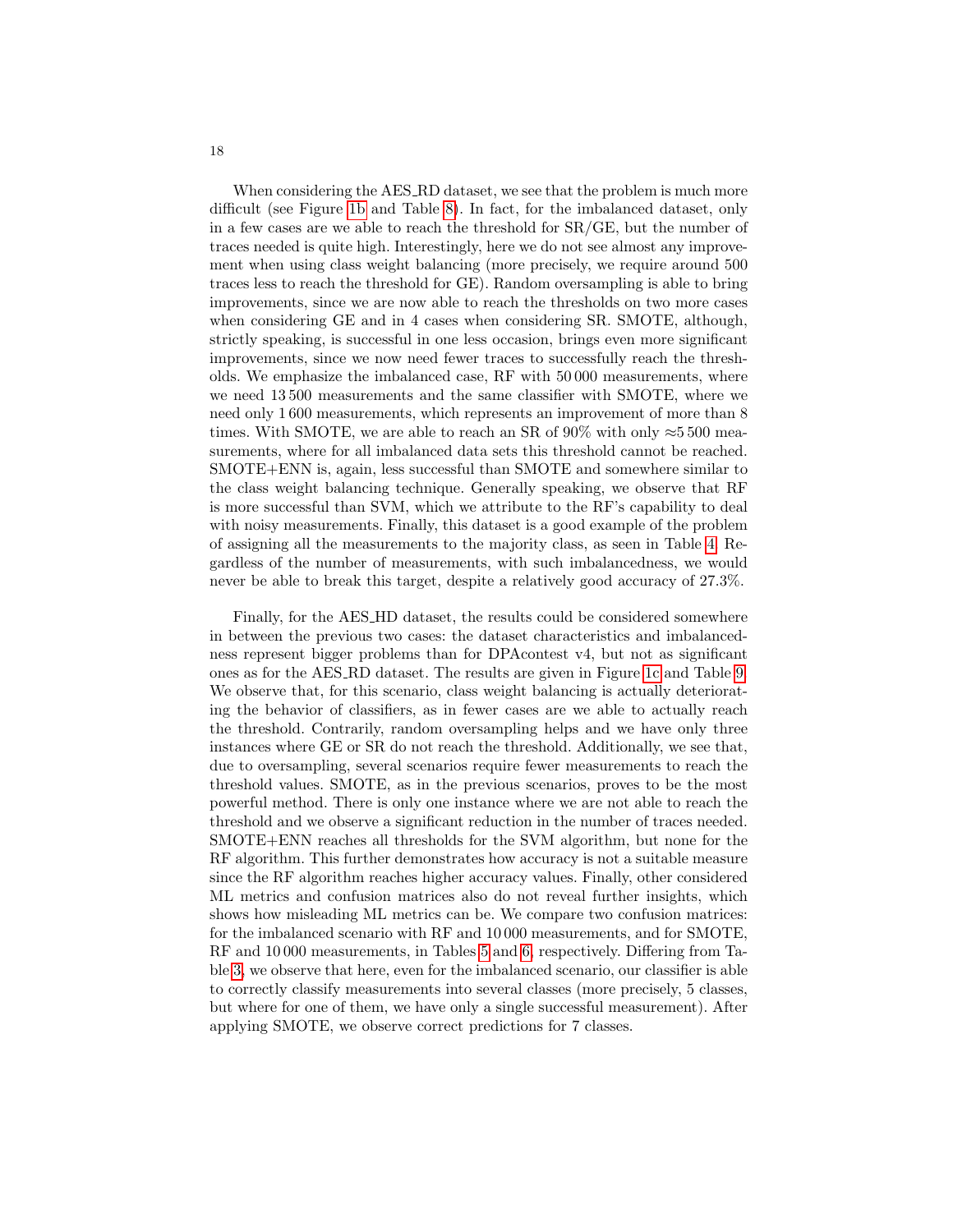When considering the AES_RD dataset, we see that the problem is much more difficult (see Figure 1b and Table 8). In fact, for the imbalanced dataset, only in a few cases are we able to reach the threshold for SR/GE, but the number of traces needed is quite high. Interestingly, here we do not see almost any improvement when using class weight balancing (more precisely, we require around 500 traces less to reach the threshold for GE). Random oversampling is able to bring improvements, since we are now able to reach the thresholds on two more cases when considering GE and in 4 cases when considering SR. SMOTE, although, strictly speaking, is successful in one less occasion, brings even more significant improvements, since we now need fewer traces to successfully reach the thresholds. We emphasize the imbalanced case, RF with 50 000 measurements, where we need 13 500 measurements and the same classifier with SMOTE, where we need only 1 600 measurements, which represents an improvement of more than 8 times. With SMOTE, we are able to reach an SR of 90% with only ≈5 500 measurements, where for all imbalanced data sets this threshold cannot be reached. SMOTE+ENN is, again, less successful than SMOTE and somewhere similar to the class weight balancing technique. Generally speaking, we observe that RF is more successful than SVM, which we attribute to the RF's capability to deal with noisy measurements. Finally, this dataset is a good example of the problem of assigning all the measurements to the majority class, as seen in Table 4. Regardless of the number of measurements, with such imbalancedness, we would never be able to break this target, despite a relatively good accuracy of 27.3%.

Finally, for the AES_HD dataset, the results could be considered somewhere in between the previous two cases: the dataset characteristics and imbalancedness represent bigger problems than for DPAcontest v4, but not as significant ones as for the AES_RD dataset. The results are given in Figure 1c and Table 9. We observe that, for this scenario, class weight balancing is actually deteriorating the behavior of classifiers, as in fewer cases are we able to actually reach the threshold. Contrarily, random oversampling helps and we have only three instances where GE or SR do not reach the threshold. Additionally, we see that, due to oversampling, several scenarios require fewer measurements to reach the threshold values. SMOTE, as in the previous scenarios, proves to be the most powerful method. There is only one instance where we are not able to reach the threshold and we observe a significant reduction in the number of traces needed. SMOTE+ENN reaches all thresholds for the SVM algorithm, but none for the RF algorithm. This further demonstrates how accuracy is not a suitable measure since the RF algorithm reaches higher accuracy values. Finally, other considered ML metrics and confusion matrices also do not reveal further insights, which shows how misleading ML metrics can be. We compare two confusion matrices: for the imbalanced scenario with RF and 10 000 measurements, and for SMOTE, RF and 10 000 measurements, in Tables 5 and 6, respectively. Differing from Table 3, we observe that here, even for the imbalanced scenario, our classifier is able to correctly classify measurements into several classes (more precisely, 5 classes, but where for one of them, we have only a single successful measurement). After applying SMOTE, we observe correct predictions for 7 classes.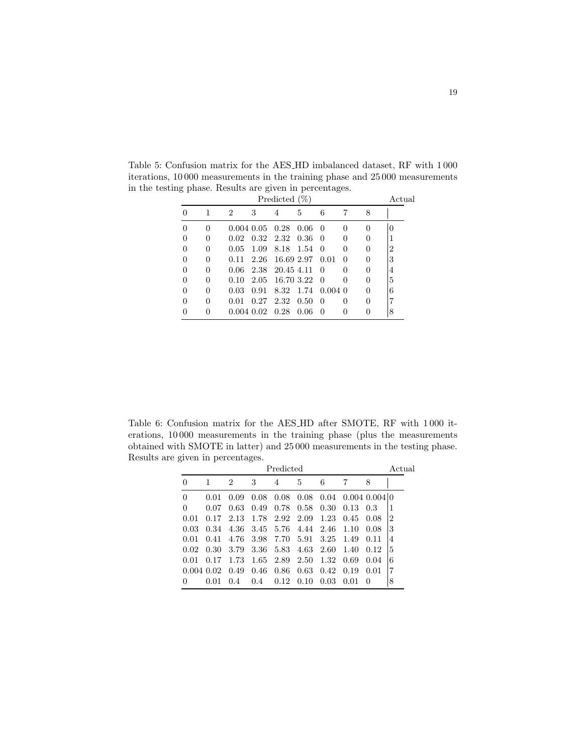Table 5: Confusion matrix for the AES_HD imbalanced dataset, RF with 1 000 iterations, 10 000 measurements in the training phase and 25 000 measurements in the testing phase. Results are given in percentages.

| Predicted (%) | | | | | | | | | Actual |
|---|---|---|---|---|---|---|---|---|---|
| 0 | 1 | 2 | 3 | 4 | 5 | 6 | 7 | 8 | |
| 0 | 0 | 0.004 | 0.05 | 0.28 | 0.06 | 0 | 0 | 0 | 0 |
| 0 | 0 | 0.02 | 0.32 | 2.32 | 0.36 | 0 | 0 | 0 | 1 |
| 0 | 0 | 0.05 | 1.09 | 8.18 | 1.54 | 0 | 0 | 0 | 2 |
| 0 | 0 | 0.11 | 2.26 | 16.69 | 2.97 | 0.01 | 0 | 0 | 3 |
| 0 | 0 | 0.06 | 2.38 | 20.45 | 4.11 | 0 | 0 | 0 | 4 |
| 0 | 0 | 0.10 | 2.05 | 16.70 | 3.22 | 0 | 0 | 0 | 5 |
| 0 | 0 | 0.03 | 0.91 | 8.32 | 1.74 | 0.004 | 0 | 0 | 6 |
| 0 | 0 | 0.01 | 0.27 | 2.32 | 0.50 | 0 | 0 | 0 | 7 |
| 0 | 0 | 0.004 | 0.02 | 0.28 | 0.06 | 0 | 0 | 0 | 8 |

Table 6: Confusion matrix for the AES_HD after SMOTE, RF with 1 000 iterations, 10 000 measurements in the training phase (plus the measurements obtained with SMOTE in latter) and 25 000 measurements in the testing phase. Results are given in percentages.

| Predicted | | | | | | | | | Actual |
|---|---|---|---|---|---|---|---|---|---|
| 0 | 1 | 2 | 3 | 4 | 5 | 6 | 7 | 8 | |
| 0 | 0.01 | 0.09 | 0.08 | 0.08 | 0.08 | 0.04 | 0.004 | 0.004 | 0 |
| 0 | 0.07 | 0.63 | 0.49 | 0.78 | 0.58 | 0.30 | 0.13 | 0.3 | 1 |
| 0.01 | 0.17 | 2.13 | 1.78 | 2.92 | 2.09 | 1.23 | 0.45 | 0.08 | 2 |
| 0.03 | 0.34 | 4.36 | 3.45 | 5.76 | 4.44 | 2.46 | 1.10 | 0.08 | 3 |
| 0.01 | 0.41 | 4.76 | 3.98 | 7.70 | 5.91 | 3.25 | 1.49 | 0.11 | 4 |
| 0.02 | 0.30 | 3.79 | 3.36 | 5.83 | 4.63 | 2.60 | 1.40 | 0.12 | 5 |
| 0.01 | 0.17 | 1.73 | 1.65 | 2.89 | 2.50 | 1.32 | 0.69 | 0.04 | 6 |
| 0.004 | 0.02 | 0.49 | 0.46 | 0.86 | 0.63 | 0.42 | 0.19 | 0.01 | 7 |
| 0 | 0.01 | 0.4 | 0.4 | 0.12 | 0.10 | 0.03 | 0.01 | 0 | 8 |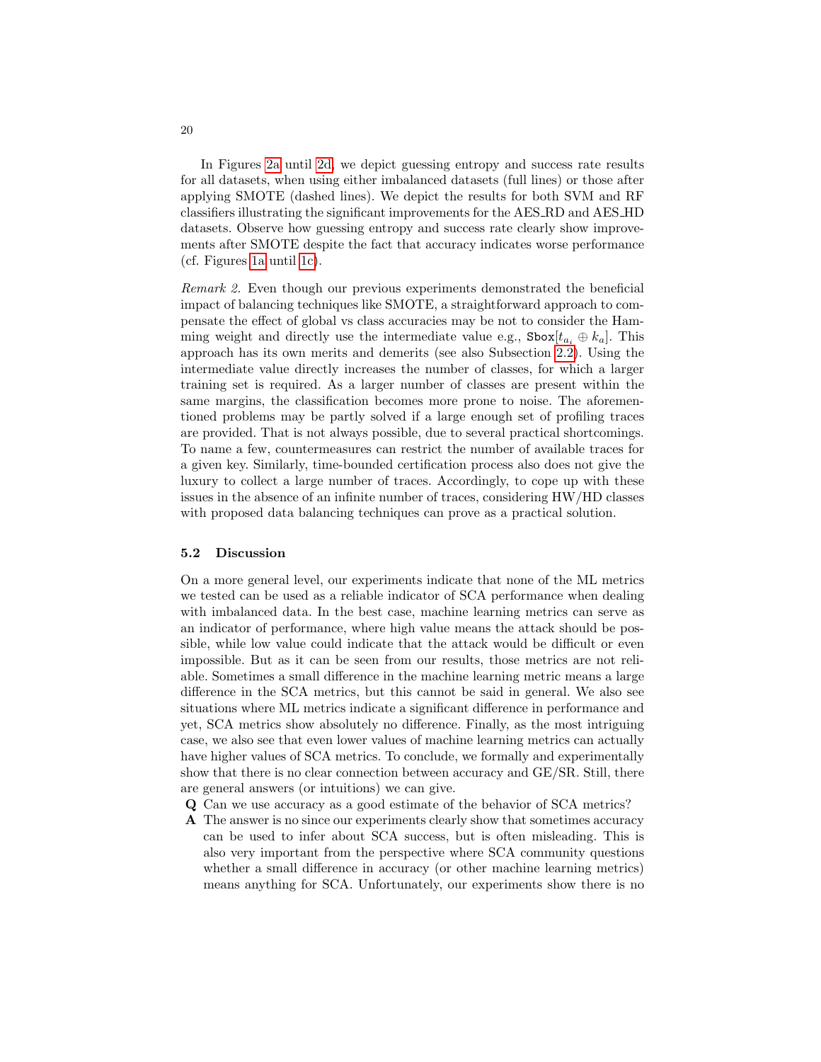In Figures 2a until 2d, we depict guessing entropy and success rate results for all datasets, when using either imbalanced datasets (full lines) or those after applying SMOTE (dashed lines). We depict the results for both SVM and RF classifiers illustrating the significant improvements for the AES_RD and AES_HD datasets. Observe how guessing entropy and success rate clearly show improvements after SMOTE despite the fact that accuracy indicates worse performance (cf. Figures 1a until 1c).

*Remark 2.* Even though our previous experiments demonstrated the beneficial impact of balancing techniques like SMOTE, a straightforward approach to compensate the effect of global vs class accuracies may be not to consider the Hamming weight and directly use the intermediate value e.g., $\texttt{Sbox}[t_{a_i} \oplus k_a]$. This approach has its own merits and demerits (see also Subsection 2.2). Using the intermediate value directly increases the number of classes, for which a larger training set is required. As a larger number of classes are present within the same margins, the classification becomes more prone to noise. The aforementioned problems may be partly solved if a large enough set of profiling traces are provided. That is not always possible, due to several practical shortcomings. To name a few, countermeasures can restrict the number of available traces for a given key. Similarly, time-bounded certification process also does not give the luxury to collect a large number of traces. Accordingly, to cope up with these issues in the absence of an infinite number of traces, considering HW/HD classes with proposed data balancing techniques can prove as a practical solution.

### 5.2 Discussion

On a more general level, our experiments indicate that none of the ML metrics we tested can be used as a reliable indicator of SCA performance when dealing with imbalanced data. In the best case, machine learning metrics can serve as an indicator of performance, where high value means the attack should be possible, while low value could indicate that the attack would be difficult or even impossible. But as it can be seen from our results, those metrics are not reliable. Sometimes a small difference in the machine learning metric means a large difference in the SCA metrics, but this cannot be said in general. We also see situations where ML metrics indicate a significant difference in performance and yet, SCA metrics show absolutely no difference. Finally, as the most intriguing case, we also see that even lower values of machine learning metrics can actually have higher values of SCA metrics. To conclude, we formally and experimentally show that there is no clear connection between accuracy and GE/SR. Still, there are general answers (or intuitions) we can give.

**Q** Can we use accuracy as a good estimate of the behavior of SCA metrics?

**A** The answer is no since our experiments clearly show that sometimes accuracy can be used to infer about SCA success, but is often misleading. This is also very important from the perspective where SCA community questions whether a small difference in accuracy (or other machine learning metrics) means anything for SCA. Unfortunately, our experiments show there is no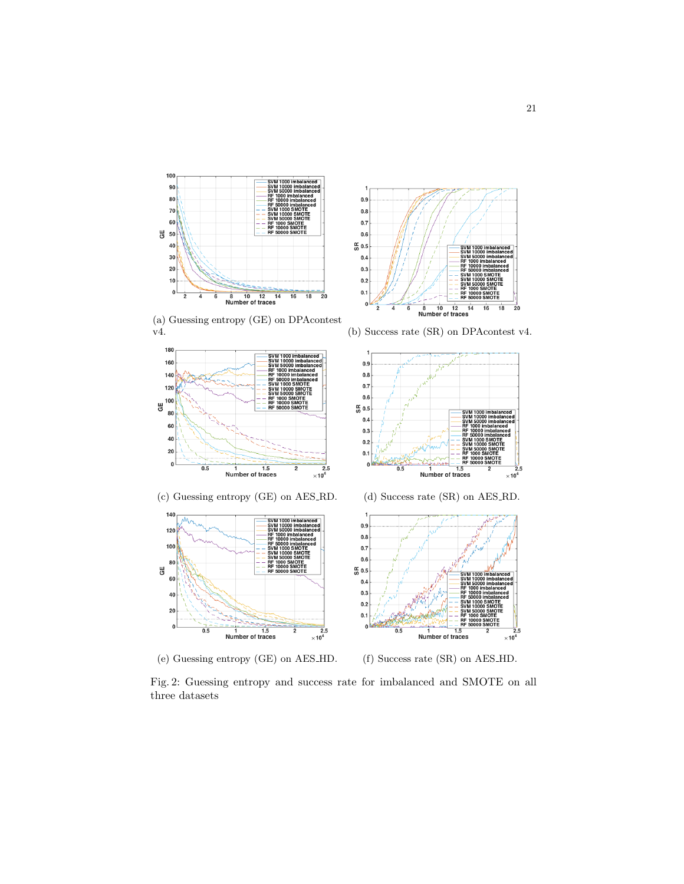(a) Guessing entropy (GE) on DPAcontest v4.

(b) Success rate (SR) on DPAcontest v4.

(c) Guessing entropy (GE) on AES_RD.

(d) Success rate (SR) on AES_RD.

(e) Guessing entropy (GE) on AES_HD.

(f) Success rate (SR) on AES_HD.

Fig. 2: Guessing entropy and success rate for imbalanced and SMOTE on all three datasets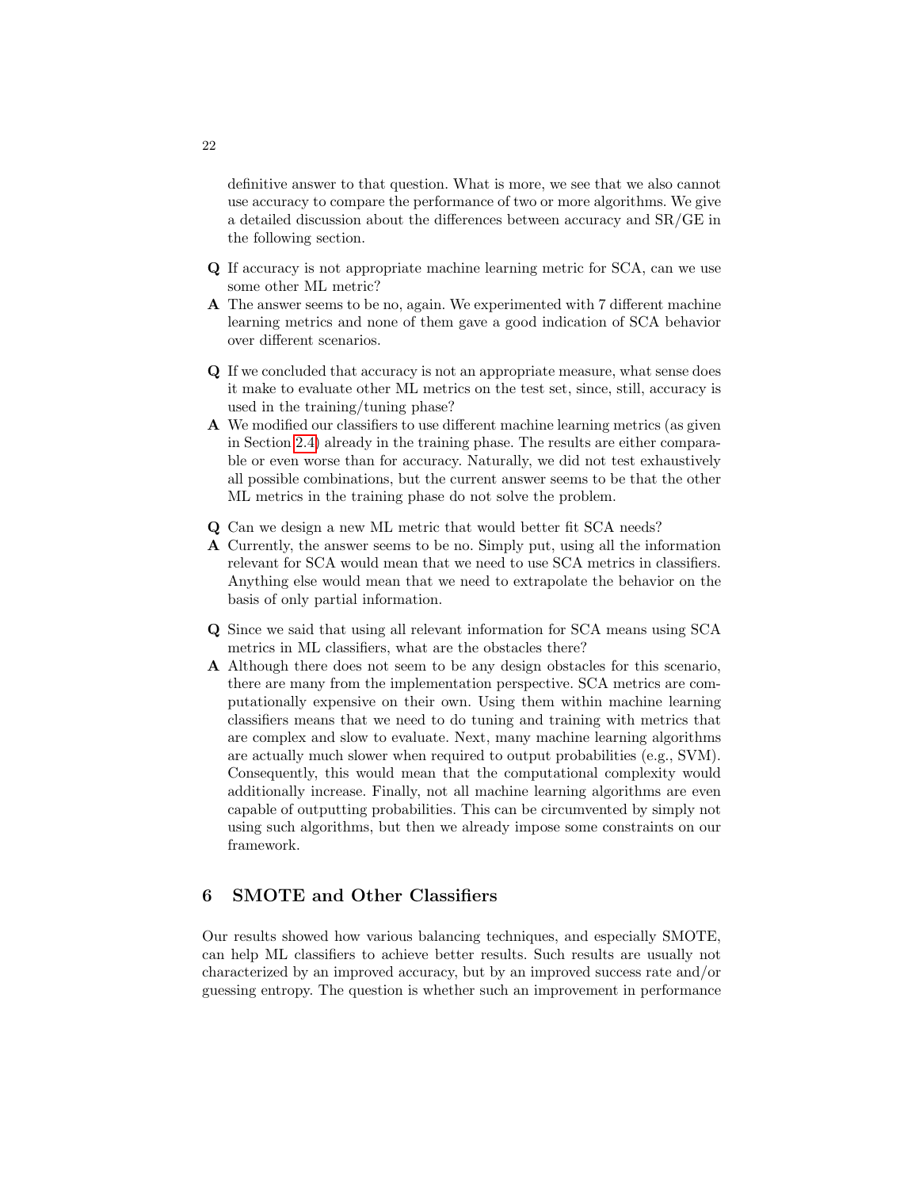definitive answer to that question. What is more, we see that we also cannot use accuracy to compare the performance of two or more algorithms. We give a detailed discussion about the differences between accuracy and SR/GE in the following section.

**Q** If accuracy is not appropriate machine learning metric for SCA, can we use some other ML metric?

**A** The answer seems to be no, again. We experimented with 7 different machine learning metrics and none of them gave a good indication of SCA behavior over different scenarios.

**Q** If we concluded that accuracy is not an appropriate measure, what sense does it make to evaluate other ML metrics on the test set, since, still, accuracy is used in the training/tuning phase?

**A** We modified our classifiers to use different machine learning metrics (as given in Section 2.4) already in the training phase. The results are either comparable or even worse than for accuracy. Naturally, we did not test exhaustively all possible combinations, but the current answer seems to be that the other ML metrics in the training phase do not solve the problem.

**Q** Can we design a new ML metric that would better fit SCA needs?

**A** Currently, the answer seems to be no. Simply put, using all the information relevant for SCA would mean that we need to use SCA metrics in classifiers. Anything else would mean that we need to extrapolate the behavior on the basis of only partial information.

**Q** Since we said that using all relevant information for SCA means using SCA metrics in ML classifiers, what are the obstacles there?

**A** Although there does not seem to be any design obstacles for this scenario, there are many from the implementation perspective. SCA metrics are computationally expensive on their own. Using them within machine learning classifiers means that we need to do tuning and training with metrics that are complex and slow to evaluate. Next, many machine learning algorithms are actually much slower when required to output probabilities (e.g., SVM). Consequently, this would mean that the computational complexity would additionally increase. Finally, not all machine learning algorithms are even capable of outputting probabilities. This can be circumvented by simply not using such algorithms, but then we already impose some constraints on our framework.

## 6 SMOTE and Other Classifiers

Our results showed how various balancing techniques, and especially SMOTE, can help ML classifiers to achieve better results. Such results are usually not characterized by an improved accuracy, but by an improved success rate and/or guessing entropy. The question is whether such an improvement in performance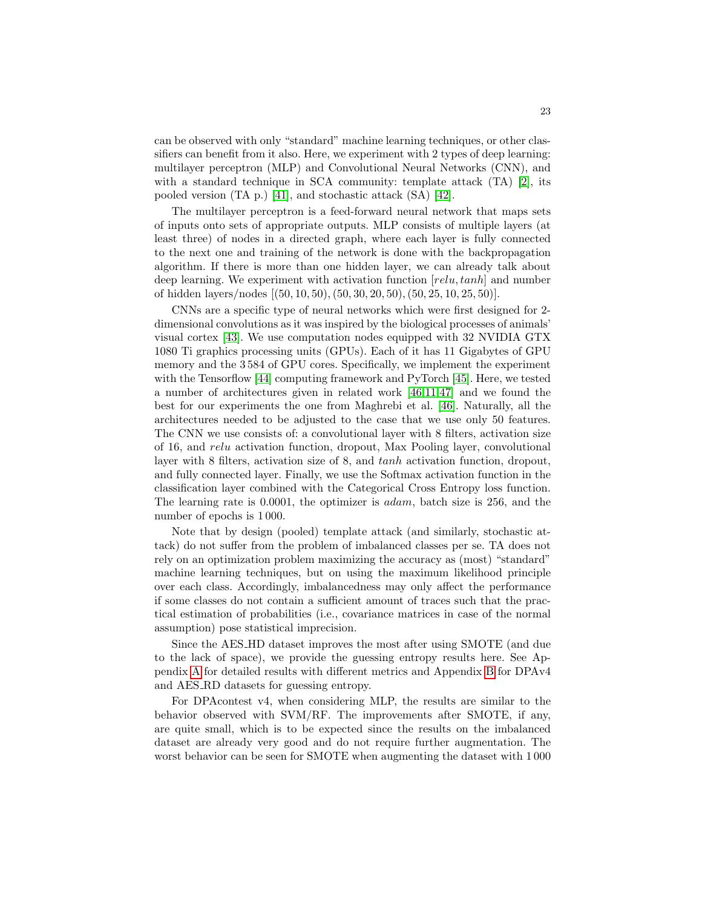can be observed with only "standard" machine learning techniques, or other classifiers can benefit from it also. Here, we experiment with 2 types of deep learning: multilayer perceptron (MLP) and Convolutional Neural Networks (CNN), and with a standard technique in SCA community: template attack (TA) [2], its pooled version (TA p.) [41], and stochastic attack (SA) [42].

The multilayer perceptron is a feed-forward neural network that maps sets of inputs onto sets of appropriate outputs. MLP consists of multiple layers (at least three) of nodes in a directed graph, where each layer is fully connected to the next one and training of the network is done with the backpropagation algorithm. If there is more than one hidden layer, we can already talk about deep learning. We experiment with activation function $[relu, tanh]$ and number of hidden layers/nodes $[(50, 10, 50), (50, 30, 20, 50), (50, 25, 10, 25, 50)]$.

CNNs are a specific type of neural networks which were first designed for 2-dimensional convolutions as it was inspired by the biological processes of animals' visual cortex [43]. We use computation nodes equipped with 32 NVIDIA GTX 1080 Ti graphics processing units (GPUs). Each of it has 11 Gigabytes of GPU memory and the 3 584 of GPU cores. Specifically, we implement the experiment with the Tensorflow [44] computing framework and PyTorch [45]. Here, we tested a number of architectures given in related work [46,11,47] and we found the best for our experiments the one from Maghrebi et al. [46]. Naturally, all the architectures needed to be adjusted to the case that we use only 50 features. The CNN we use consists of: a convolutional layer with 8 filters, activation size of 16, and *relu* activation function, dropout, Max Pooling layer, convolutional layer with 8 filters, activation size of 8, and *tanh* activation function, dropout, and fully connected layer. Finally, we use the Softmax activation function in the classification layer combined with the Categorical Cross Entropy loss function. The learning rate is 0.0001, the optimizer is *adam*, batch size is 256, and the number of epochs is 1 000.

Note that by design (pooled) template attack (and similarly, stochastic attack) do not suffer from the problem of imbalanced classes per se. TA does not rely on an optimization problem maximizing the accuracy as (most) "standard" machine learning techniques, but on using the maximum likelihood principle over each class. Accordingly, imbalancedness may only affect the performance if some classes do not contain a sufficient amount of traces such that the practical estimation of probabilities (i.e., covariance matrices in case of the normal assumption) pose statistical imprecision.

Since the AES_HD dataset improves the most after using SMOTE (and due to the lack of space), we provide the guessing entropy results here. See Appendix A for detailed results with different metrics and Appendix B for DPAv4 and AES_RD datasets for guessing entropy.

For DPAcontest v4, when considering MLP, the results are similar to the behavior observed with SVM/RF. The improvements after SMOTE, if any, are quite small, which is to be expected since the results on the imbalanced dataset are already very good and do not require further augmentation. The worst behavior can be seen for SMOTE when augmenting the dataset with 1 000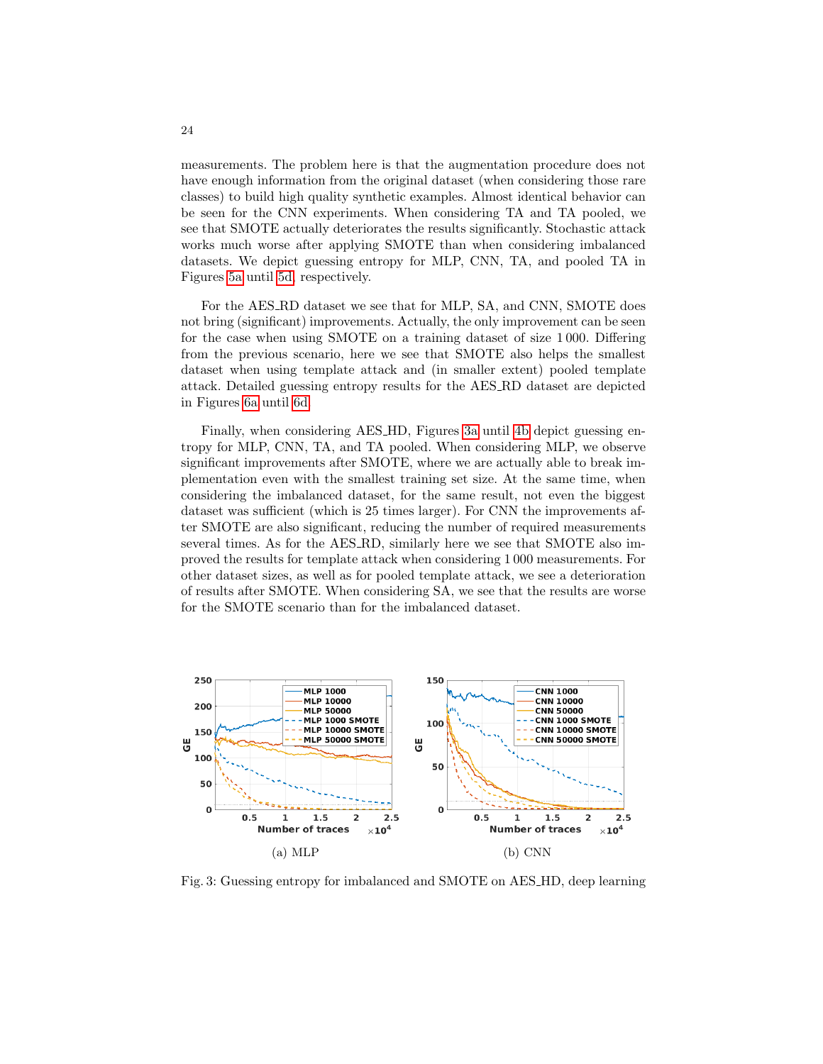measurements. The problem here is that the augmentation procedure does not have enough information from the original dataset (when considering those rare classes) to build high quality synthetic examples. Almost identical behavior can be seen for the CNN experiments. When considering TA and TA pooled, we see that SMOTE actually deteriorates the results significantly. Stochastic attack works much worse after applying SMOTE than when considering imbalanced datasets. We depict guessing entropy for MLP, CNN, TA, and pooled TA in Figures 5a until 5d, respectively.

For the AES_RD dataset we see that for MLP, SA, and CNN, SMOTE does not bring (significant) improvements. Actually, the only improvement can be seen for the case when using SMOTE on a training dataset of size 1 000. Differing from the previous scenario, here we see that SMOTE also helps the smallest dataset when using template attack and (in smaller extent) pooled template attack. Detailed guessing entropy results for the AES_RD dataset are depicted in Figures 6a until 6d.

Finally, when considering AES_HD, Figures 3a until 4b depict guessing entropy for MLP, CNN, TA, and TA pooled. When considering MLP, we observe significant improvements after SMOTE, where we are actually able to break implementation even with the smallest training set size. At the same time, when considering the imbalanced dataset, for the same result, not even the biggest dataset was sufficient (which is 25 times larger). For CNN the improvements after SMOTE are also significant, reducing the number of required measurements several times. As for the AES_RD, similarly here we see that SMOTE also improved the results for template attack when considering 1 000 measurements. For other dataset sizes, as well as for pooled template attack, we see a deterioration of results after SMOTE. When considering SA, we see that the results are worse for the SMOTE scenario than for the imbalanced dataset.

(a) MLP

(b) CNN

Fig. 3: Guessing entropy for imbalanced and SMOTE on AES_HD, deep learning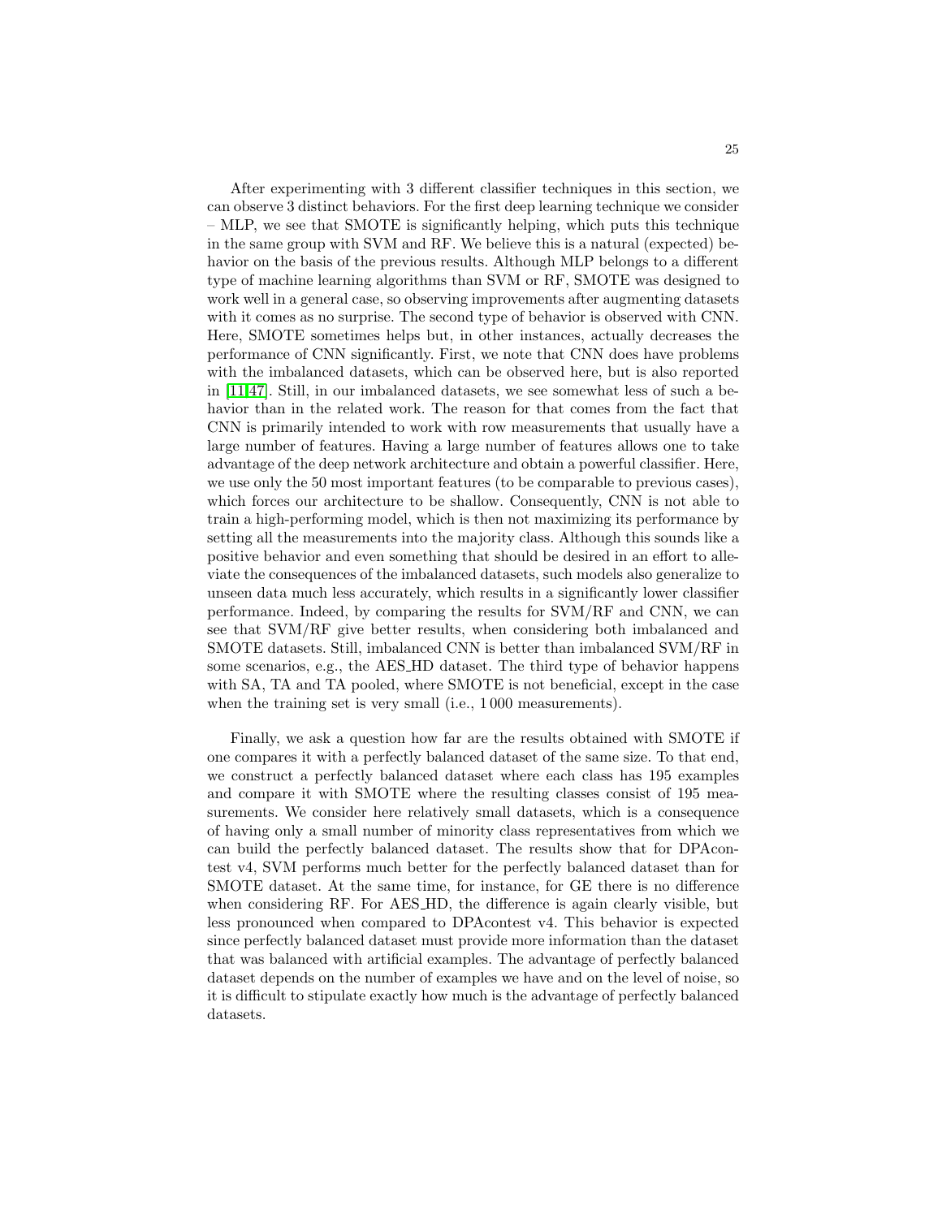After experimenting with 3 different classifier techniques in this section, we can observe 3 distinct behaviors. For the first deep learning technique we consider – MLP, we see that SMOTE is significantly helping, which puts this technique in the same group with SVM and RF. We believe this is a natural (expected) behavior on the basis of the previous results. Although MLP belongs to a different type of machine learning algorithms than SVM or RF, SMOTE was designed to work well in a general case, so observing improvements after augmenting datasets with it comes as no surprise. The second type of behavior is observed with CNN. Here, SMOTE sometimes helps but, in other instances, actually decreases the performance of CNN significantly. First, we note that CNN does have problems with the imbalanced datasets, which can be observed here, but is also reported in [11,47]. Still, in our imbalanced datasets, we see somewhat less of such a behavior than in the related work. The reason for that comes from the fact that CNN is primarily intended to work with row measurements that usually have a large number of features. Having a large number of features allows one to take advantage of the deep network architecture and obtain a powerful classifier. Here, we use only the 50 most important features (to be comparable to previous cases), which forces our architecture to be shallow. Consequently, CNN is not able to train a high-performing model, which is then not maximizing its performance by setting all the measurements into the majority class. Although this sounds like a positive behavior and even something that should be desired in an effort to alleviate the consequences of the imbalanced datasets, such models also generalize to unseen data much less accurately, which results in a significantly lower classifier performance. Indeed, by comparing the results for SVM/RF and CNN, we can see that SVM/RF give better results, when considering both imbalanced and SMOTE datasets. Still, imbalanced CNN is better than imbalanced SVM/RF in some scenarios, e.g., the AES_HD dataset. The third type of behavior happens with SA, TA and TA pooled, where SMOTE is not beneficial, except in the case when the training set is very small (i.e., 1 000 measurements).

Finally, we ask a question how far are the results obtained with SMOTE if one compares it with a perfectly balanced dataset of the same size. To that end, we construct a perfectly balanced dataset where each class has 195 examples and compare it with SMOTE where the resulting classes consist of 195 measurements. We consider here relatively small datasets, which is a consequence of having only a small number of minority class representatives from which we can build the perfectly balanced dataset. The results show that for DPAcontest v4, SVM performs much better for the perfectly balanced dataset than for SMOTE dataset. At the same time, for instance, for GE there is no difference when considering RF. For AES_HD, the difference is again clearly visible, but less pronounced when compared to DPAcontest v4. This behavior is expected since perfectly balanced dataset must provide more information than the dataset that was balanced with artificial examples. The advantage of perfectly balanced dataset depends on the number of examples we have and on the level of noise, so it is difficult to stipulate exactly how much is the advantage of perfectly balanced datasets.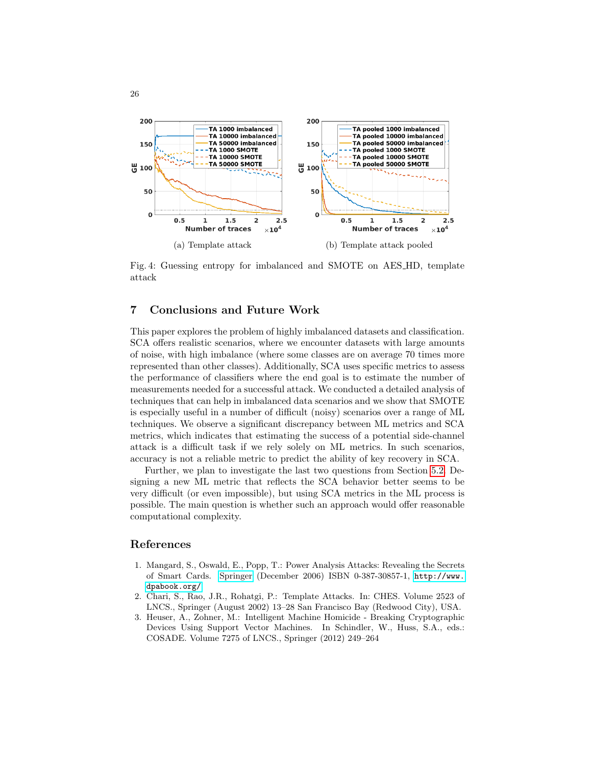(a) Template attack

(b) Template attack pooled

Fig. 4: Guessing entropy for imbalanced and SMOTE on AES_HD, template attack

## 7 Conclusions and Future Work

This paper explores the problem of highly imbalanced datasets and classification. SCA offers realistic scenarios, where we encounter datasets with large amounts of noise, with high imbalance (where some classes are on average 70 times more represented than other classes). Additionally, SCA uses specific metrics to assess the performance of classifiers where the end goal is to estimate the number of measurements needed for a successful attack. We conducted a detailed analysis of techniques that can help in imbalanced data scenarios and we show that SMOTE is especially useful in a number of difficult (noisy) scenarios over a range of ML techniques. We observe a significant discrepancy between ML metrics and SCA metrics, which indicates that estimating the success of a potential side-channel attack is a difficult task if we rely solely on ML metrics. In such scenarios, accuracy is not a reliable metric to predict the ability of key recovery in SCA.

Further, we plan to investigate the last two questions from Section 5.2. Designing a new ML metric that reflects the SCA behavior better seems to be very difficult (or even impossible), but using SCA metrics in the ML process is possible. The main question is whether such an approach would offer reasonable computational complexity.

## References

1. Mangard, S., Oswald, E., Popp, T.: Power Analysis Attacks: Revealing the Secrets of Smart Cards. Springer (December 2006) ISBN 0-387-30857-1, http://www.dpabook.org/
2. Chari, S., Rao, J.R., Rohatgi, P.: Template Attacks. In: CHES. Volume 2523 of LNCS., Springer (August 2002) 13–28 San Francisco Bay (Redwood City), USA.
3. Heuser, A., Zohner, M.: Intelligent Machine Homicide - Breaking Cryptographic Devices Using Support Vector Machines. In Schindler, W., Huss, S.A., eds.: COSADE. Volume 7275 of LNCS., Springer (2012) 249–264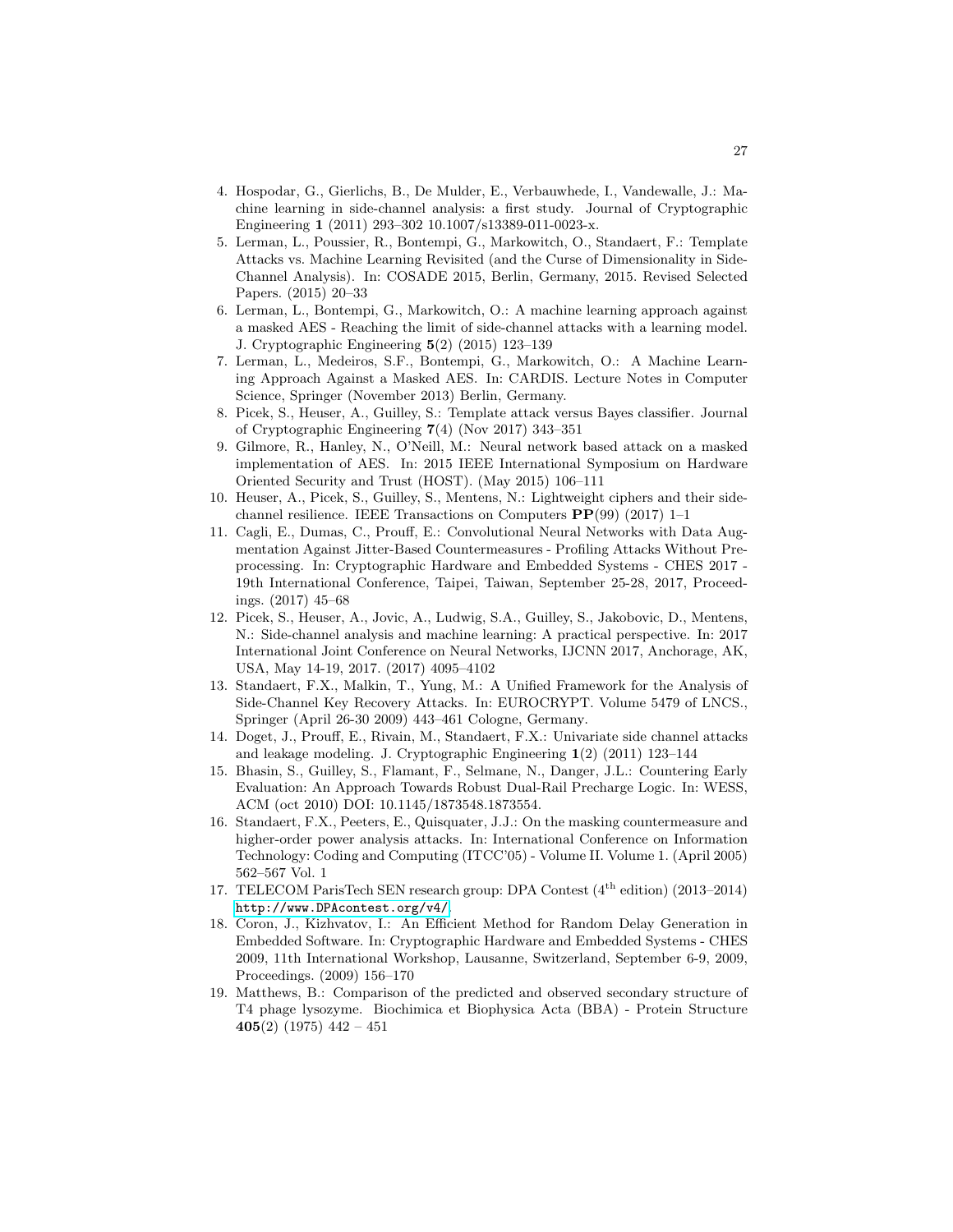4. Hospodar, G., Gierlichs, B., De Mulder, E., Verbauwhede, I., Vandewalle, J.: Machine learning in side-channel analysis: a first study. Journal of Cryptographic Engineering **1** (2011) 293–302 10.1007/s13389-011-0023-x.
5. Lerman, L., Poussier, R., Bontempi, G., Markowitch, O., Standaert, F.: Template Attacks vs. Machine Learning Revisited (and the Curse of Dimensionality in Side-Channel Analysis). In: COSADE 2015, Berlin, Germany, 2015. Revised Selected Papers. (2015) 20–33
6. Lerman, L., Bontempi, G., Markowitch, O.: A machine learning approach against a masked AES - Reaching the limit of side-channel attacks with a learning model. J. Cryptographic Engineering **5**(2) (2015) 123–139
7. Lerman, L., Medeiros, S.F., Bontempi, G., Markowitch, O.: A Machine Learning Approach Against a Masked AES. In: CARDIS. Lecture Notes in Computer Science, Springer (November 2013) Berlin, Germany.
8. Picek, S., Heuser, A., Guilley, S.: Template attack versus Bayes classifier. Journal of Cryptographic Engineering **7**(4) (Nov 2017) 343–351
9. Gilmore, R., Hanley, N., O'Neill, M.: Neural network based attack on a masked implementation of AES. In: 2015 IEEE International Symposium on Hardware Oriented Security and Trust (HOST). (May 2015) 106–111
10. Heuser, A., Picek, S., Guilley, S., Mentens, N.: Lightweight ciphers and their side-channel resilience. IEEE Transactions on Computers **PP**(99) (2017) 1–1
11. Cagli, E., Dumas, C., Prouff, E.: Convolutional Neural Networks with Data Augmentation Against Jitter-Based Countermeasures - Profiling Attacks Without Preprocessing. In: Cryptographic Hardware and Embedded Systems - CHES 2017 - 19th International Conference, Taipei, Taiwan, September 25-28, 2017, Proceedings. (2017) 45–68
12. Picek, S., Heuser, A., Jovic, A., Ludwig, S.A., Guilley, S., Jakobovic, D., Mentens, N.: Side-channel analysis and machine learning: A practical perspective. In: 2017 International Joint Conference on Neural Networks, IJCNN 2017, Anchorage, AK, USA, May 14-19, 2017. (2017) 4095–4102
13. Standaert, F.X., Malkin, T., Yung, M.: A Unified Framework for the Analysis of Side-Channel Key Recovery Attacks. In: EUROCRYPT. Volume 5479 of LNCS., Springer (April 26-30 2009) 443–461 Cologne, Germany.
14. Doget, J., Prouff, E., Rivain, M., Standaert, F.X.: Univariate side channel attacks and leakage modeling. J. Cryptographic Engineering **1**(2) (2011) 123–144
15. Bhasin, S., Guilley, S., Flamant, F., Selmane, N., Danger, J.L.: Countering Early Evaluation: An Approach Towards Robust Dual-Rail Precharge Logic. In: WESS, ACM (oct 2010) DOI: 10.1145/1873548.1873554.
16. Standaert, F.X., Peeters, E., Quisquater, J.J.: On the masking countermeasure and higher-order power analysis attacks. In: International Conference on Information Technology: Coding and Computing (ITCC'05) - Volume II. Volume 1. (April 2005) 562–567 Vol. 1
17. TELECOM ParisTech SEN research group: DPA Contest (4th edition) (2013–2014) http://www.DPAcontest.org/v4/.
18. Coron, J., Kizhvatov, I.: An Efficient Method for Random Delay Generation in Embedded Software. In: Cryptographic Hardware and Embedded Systems - CHES 2009, 11th International Workshop, Lausanne, Switzerland, September 6-9, 2009, Proceedings. (2009) 156–170
19. Matthews, B.: Comparison of the predicted and observed secondary structure of T4 phage lysozyme. Biochimica et Biophysica Acta (BBA) - Protein Structure **405**(2) (1975) 442 – 451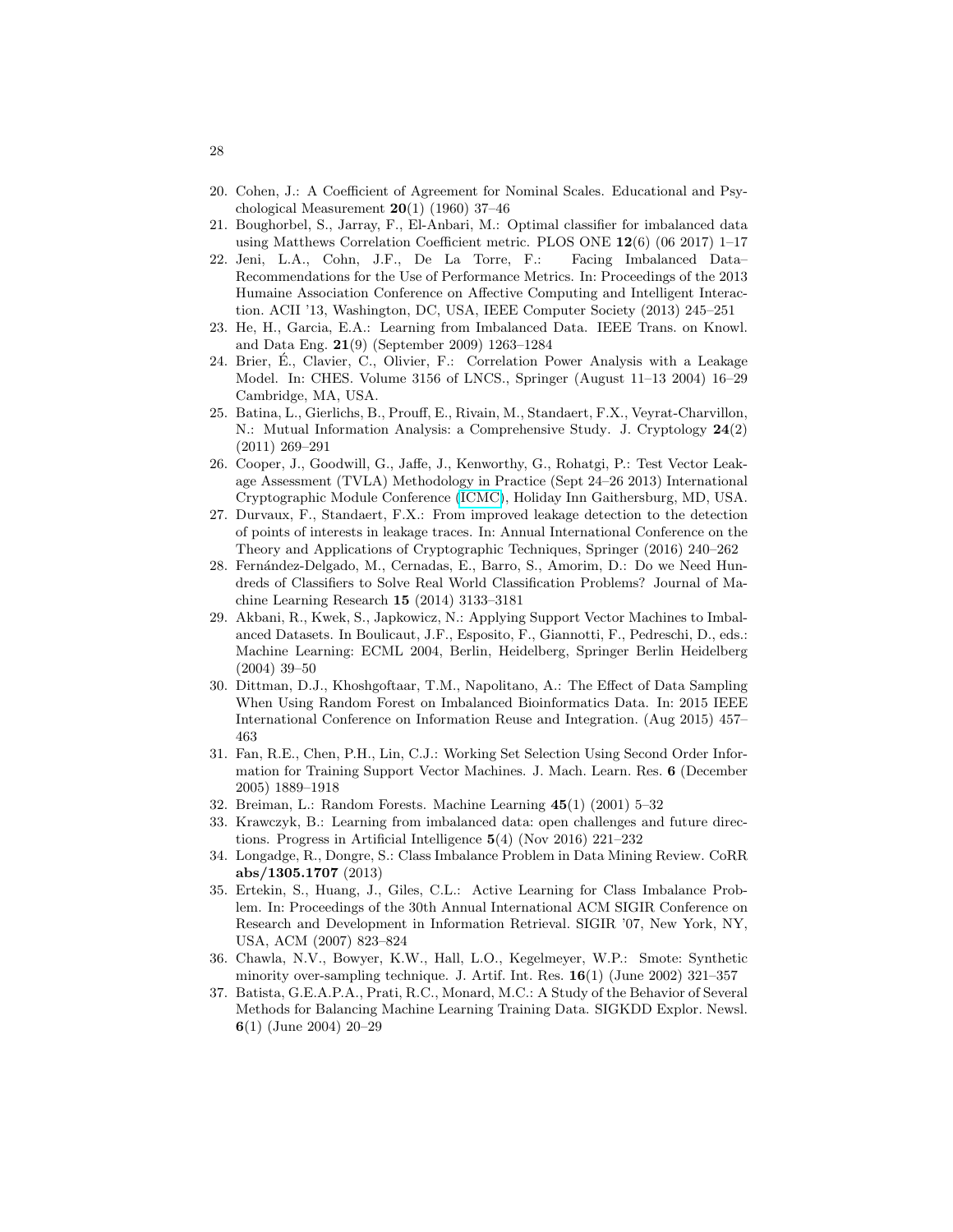20. Cohen, J.: A Coefficient of Agreement for Nominal Scales. Educational and Psychological Measurement **20**(1) (1960) 37–46
21. Boughorbel, S., Jarray, F., El-Anbari, M.: Optimal classifier for imbalanced data using Matthews Correlation Coefficient metric. PLOS ONE **12**(6) (06 2017) 1–17
22. Jeni, L.A., Cohn, J.F., De La Torre, F.: Facing Imbalanced Data– Recommendations for the Use of Performance Metrics. In: Proceedings of the 2013 Humaine Association Conference on Affective Computing and Intelligent Interaction. ACII '13, Washington, DC, USA, IEEE Computer Society (2013) 245–251
23. He, H., Garcia, E.A.: Learning from Imbalanced Data. IEEE Trans. on Knowl. and Data Eng. **21**(9) (September 2009) 1263–1284
24. Brier, É., Clavier, C., Olivier, F.: Correlation Power Analysis with a Leakage Model. In: CHES. Volume 3156 of LNCS., Springer (August 11–13 2004) 16–29 Cambridge, MA, USA.
25. Batina, L., Gierlichs, B., Prouff, E., Rivain, M., Standaert, F.X., Veyrat-Charvillon, N.: Mutual Information Analysis: a Comprehensive Study. J. Cryptology **24**(2) (2011) 269–291
26. Cooper, J., Goodwill, G., Jaffe, J., Kenworthy, G., Rohatgi, P.: Test Vector Leakage Assessment (TVLA) Methodology in Practice (Sept 24–26 2013) International Cryptographic Module Conference (ICMC), Holiday Inn Gaithersburg, MD, USA.
27. Durvaux, F., Standaert, F.X.: From improved leakage detection to the detection of points of interests in leakage traces. In: Annual International Conference on the Theory and Applications of Cryptographic Techniques, Springer (2016) 240–262
28. Fernández-Delgado, M., Cernadas, E., Barro, S., Amorim, D.: Do we Need Hundreds of Classifiers to Solve Real World Classification Problems? Journal of Machine Learning Research **15** (2014) 3133–3181
29. Akbani, R., Kwek, S., Japkowicz, N.: Applying Support Vector Machines to Imbalanced Datasets. In Boulicaut, J.F., Esposito, F., Giannotti, F., Pedreschi, D., eds.: Machine Learning: ECML 2004, Berlin, Heidelberg, Springer Berlin Heidelberg (2004) 39–50
30. Dittman, D.J., Khoshgoftaar, T.M., Napolitano, A.: The Effect of Data Sampling When Using Random Forest on Imbalanced Bioinformatics Data. In: 2015 IEEE International Conference on Information Reuse and Integration. (Aug 2015) 457–463
31. Fan, R.E., Chen, P.H., Lin, C.J.: Working Set Selection Using Second Order Information for Training Support Vector Machines. J. Mach. Learn. Res. **6** (December 2005) 1889–1918
32. Breiman, L.: Random Forests. Machine Learning **45**(1) (2001) 5–32
33. Krawczyk, B.: Learning from imbalanced data: open challenges and future directions. Progress in Artificial Intelligence **5**(4) (Nov 2016) 221–232
34. Longadge, R., Dongre, S.: Class Imbalance Problem in Data Mining Review. CoRR **abs/1305.1707** (2013)
35. Ertekin, S., Huang, J., Giles, C.L.: Active Learning for Class Imbalance Problem. In: Proceedings of the 30th Annual International ACM SIGIR Conference on Research and Development in Information Retrieval. SIGIR '07, New York, NY, USA, ACM (2007) 823–824
36. Chawla, N.V., Bowyer, K.W., Hall, L.O., Kegelmeyer, W.P.: Smote: Synthetic minority over-sampling technique. J. Artif. Int. Res. **16**(1) (June 2002) 321–357
37. Batista, G.E.A.P.A., Prati, R.C., Monard, M.C.: A Study of the Behavior of Several Methods for Balancing Machine Learning Training Data. SIGKDD Explor. Newsl. **6**(1) (June 2004) 20–29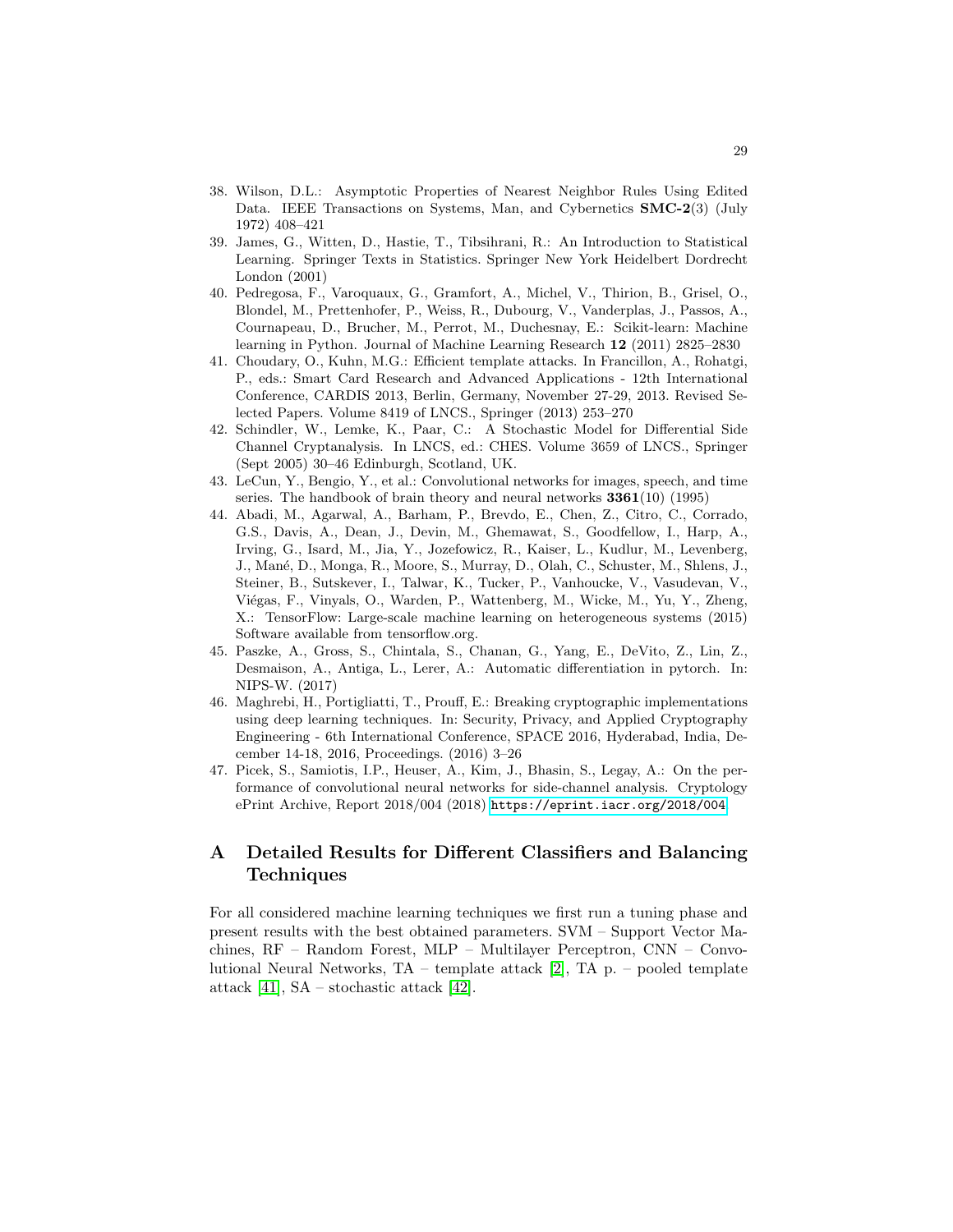38. Wilson, D.L.: Asymptotic Properties of Nearest Neighbor Rules Using Edited Data. IEEE Transactions on Systems, Man, and Cybernetics **SMC-2**(3) (July 1972) 408–421
39. James, G., Witten, D., Hastie, T., Tibsihrani, R.: An Introduction to Statistical Learning. Springer Texts in Statistics. Springer New York Heidelbert Dordrecht London (2001)
40. Pedregosa, F., Varoquaux, G., Gramfort, A., Michel, V., Thirion, B., Grisel, O., Blondel, M., Prettenhofer, P., Weiss, R., Dubourg, V., Vanderplas, J., Passos, A., Cournapeau, D., Brucher, M., Perrot, M., Duchesnay, E.: Scikit-learn: Machine learning in Python. Journal of Machine Learning Research **12** (2011) 2825–2830
41. Choudary, O., Kuhn, M.G.: Efficient template attacks. In Francillon, A., Rohatgi, P., eds.: Smart Card Research and Advanced Applications - 12th International Conference, CARDIS 2013, Berlin, Germany, November 27-29, 2013. Revised Selected Papers. Volume 8419 of LNCS., Springer (2013) 253–270
42. Schindler, W., Lemke, K., Paar, C.: A Stochastic Model for Differential Side Channel Cryptanalysis. In LNCS, ed.: CHES. Volume 3659 of LNCS., Springer (Sept 2005) 30–46 Edinburgh, Scotland, UK.
43. LeCun, Y., Bengio, Y., et al.: Convolutional networks for images, speech, and time series. The handbook of brain theory and neural networks **3361**(10) (1995)
44. Abadi, M., Agarwal, A., Barham, P., Brevdo, E., Chen, Z., Citro, C., Corrado, G.S., Davis, A., Dean, J., Devin, M., Ghemawat, S., Goodfellow, I., Harp, A., Irving, G., Isard, M., Jia, Y., Jozefowicz, R., Kaiser, L., Kudlur, M., Levenberg, J., Mané, D., Monga, R., Moore, S., Murray, D., Olah, C., Schuster, M., Shlens, J., Steiner, B., Sutskever, I., Talwar, K., Tucker, P., Vanhoucke, V., Vasudevan, V., Viégas, F., Vinyals, O., Warden, P., Wattenberg, M., Wicke, M., Yu, Y., Zheng, X.: TensorFlow: Large-scale machine learning on heterogeneous systems (2015) Software available from tensorflow.org.
45. Paszke, A., Gross, S., Chintala, S., Chanan, G., Yang, E., DeVito, Z., Lin, Z., Desmaison, A., Antiga, L., Lerer, A.: Automatic differentiation in pytorch. In: NIPS-W. (2017)
46. Maghrebi, H., Portigliatti, T., Prouff, E.: Breaking cryptographic implementations using deep learning techniques. In: Security, Privacy, and Applied Cryptography Engineering - 6th International Conference, SPACE 2016, Hyderabad, India, December 14-18, 2016, Proceedings. (2016) 3–26
47. Picek, S., Samiotis, I.P., Heuser, A., Kim, J., Bhasin, S., Legay, A.: On the performance of convolutional neural networks for side-channel analysis. Cryptology ePrint Archive, Report 2018/004 (2018) https://eprint.iacr.org/2018/004

# A Detailed Results for Different Classifiers and Balancing Techniques

For all considered machine learning techniques we first run a tuning phase and present results with the best obtained parameters. SVM – Support Vector Machines, RF – Random Forest, MLP – Multilayer Perceptron, CNN – Convolutional Neural Networks, TA – template attack [2], TA p. – pooled template attack [41], SA – stochastic attack [42].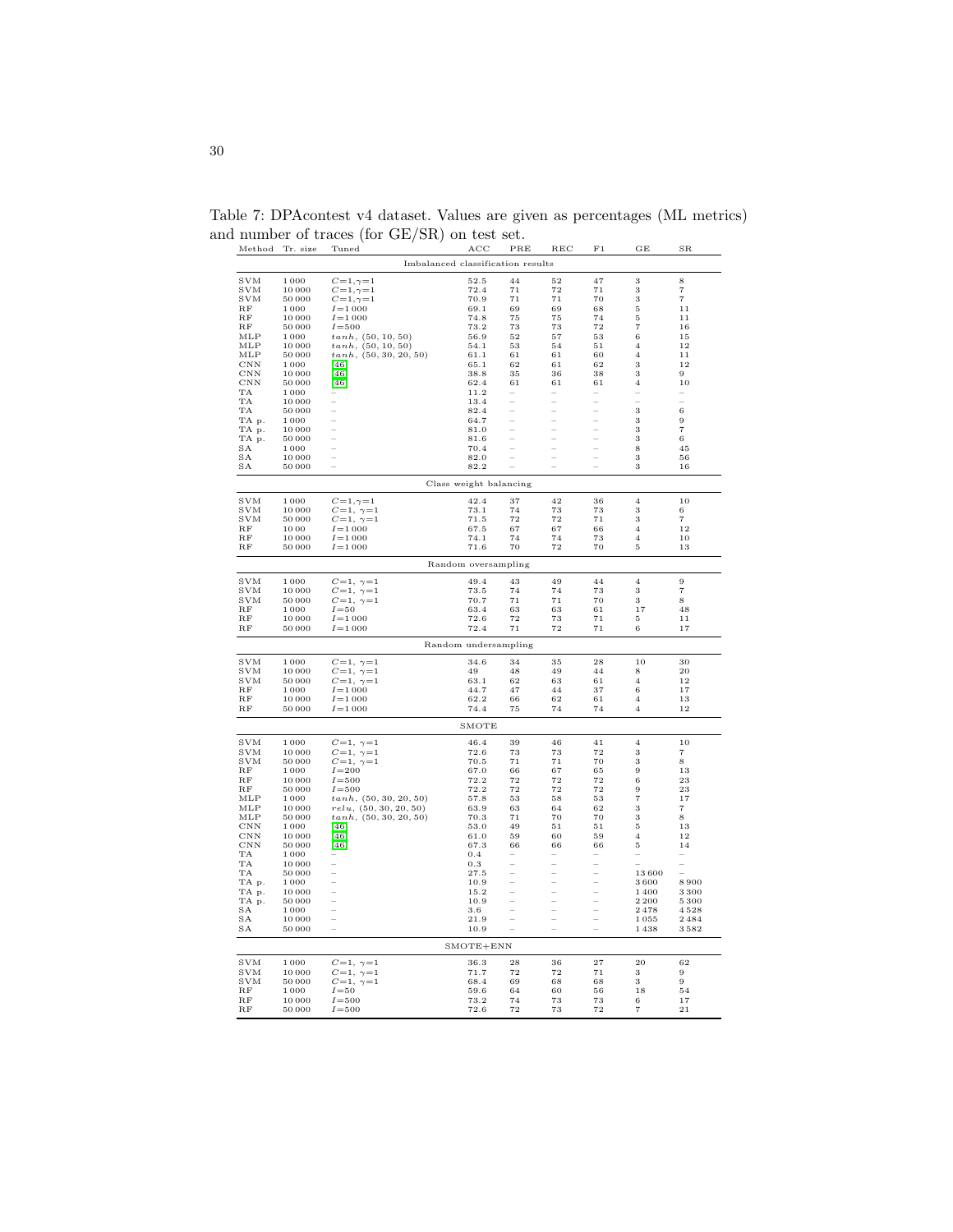Table 7: DPAcontest v4 dataset. Values are given as percentages (ML metrics) and number of traces (for GE/SR) on test set.

| Method | Tr. size | Tuned | ACC | PRE | REC | F1 | GE | SR |
|---|---|---|---|---|---|---|---|---|
| Imbalanced classification results | | | | | | | | |
| SVM | 1 000 | $C$=1, $\gamma$=1 | 52.5 | 44 | 52 | 47 | 3 | 8 |
| SVM | 10 000 | $C$=1, $\gamma$=1 | 72.4 | 71 | 72 | 71 | 3 | 7 |
| SVM | 50 000 | $C$=1, $\gamma$=1 | 70.9 | 71 | 71 | 70 | 3 | 7 |
| RF | 1 000 | $I$=1 000 | 69.1 | 69 | 69 | 68 | 5 | 11 |
| RF | 10 000 | $I$=1 000 | 74.8 | 75 | 75 | 74 | 5 | 11 |
| RF | 50 000 | $I$=500 | 73.2 | 73 | 73 | 72 | 7 | 16 |
| MLP | 1 000 | $tanh$, (50, 10, 50) | 56.9 | 52 | 57 | 53 | 6 | 15 |
| MLP | 10 000 | $tanh$, (50, 10, 50) | 54.1 | 53 | 54 | 51 | 4 | 12 |
| MLP | 50 000 | $tanh$, (50, 30, 20, 50) | 61.1 | 61 | 61 | 60 | 4 | 11 |
| CNN | 1 000 | [46] | 65.1 | 62 | 61 | 62 | 3 | 12 |
| CNN | 10 000 | [46] | 38.8 | 35 | 36 | 38 | 3 | 9 |
| CNN | 50 000 | [46] | 62.4 | 61 | 61 | 61 | 4 | 10 |
| TA | 1 000 | – | 11.2 | – | – | – | – | – |
| TA | 10 000 | – | 13.4 | – | – | – | – | – |
| TA | 50 000 | – | 82.4 | – | – | – | 3 | 6 |
| TA p. | 1 000 | – | 64.7 | – | – | – | 3 | 9 |
| TA p. | 10 000 | – | 81.0 | – | – | – | 3 | 7 |
| TA p. | 50 000 | – | 81.6 | – | – | – | 3 | 6 |
| SA | 1 000 | – | 70.4 | – | – | – | 8 | 45 |
| SA | 10 000 | – | 82.0 | – | – | – | 3 | 56 |
| SA | 50 000 | – | 82.2 | – | – | – | 3 | 16 |
| Class weight balancing | | | | | | | | |
| SVM | 1 000 | $C$=1, $\gamma$=1 | 42.4 | 37 | 42 | 36 | 4 | 10 |
| SVM | 10 000 | $C$=1, $\gamma$=1 | 73.1 | 74 | 73 | 73 | 3 | 6 |
| SVM | 50 000 | $C$=1, $\gamma$=1 | 71.5 | 72 | 72 | 71 | 3 | 7 |
| RF | 10 00 | $I$=1 000 | 67.5 | 67 | 67 | 66 | 4 | 12 |
| RF | 10 000 | $I$=1 000 | 74.1 | 74 | 74 | 73 | 4 | 10 |
| RF | 50 000 | $I$=1 000 | 71.6 | 70 | 72 | 70 | 5 | 13 |
| Random oversampling | | | | | | | | |
| SVM | 1 000 | $C$=1, $\gamma$=1 | 49.4 | 43 | 49 | 44 | 4 | 9 |
| SVM | 10 000 | $C$=1, $\gamma$=1 | 73.5 | 74 | 74 | 73 | 3 | 7 |
| SVM | 50 000 | $C$=1, $\gamma$=1 | 70.7 | 71 | 71 | 70 | 3 | 8 |
| RF | 1 000 | $I$=50 | 63.4 | 63 | 63 | 61 | 17 | 48 |
| RF | 10 000 | $I$=1 000 | 72.6 | 72 | 73 | 71 | 5 | 11 |
| RF | 50 000 | $I$=1 000 | 72.4 | 71 | 72 | 71 | 6 | 17 |
| Random undersampling | | | | | | | | |
| SVM | 1 000 | $C$=1, $\gamma$=1 | 34.6 | 34 | 35 | 28 | 10 | 30 |
| SVM | 10 000 | $C$=1, $\gamma$=1 | 49 | 48 | 49 | 44 | 8 | 20 |
| SVM | 50 000 | $C$=1, $\gamma$=1 | 63.1 | 62 | 63 | 61 | 4 | 12 |
| RF | 1 000 | $I$=1 000 | 44.7 | 47 | 44 | 37 | 6 | 17 |
| RF | 10 000 | $I$=1 000 | 62.2 | 66 | 62 | 61 | 4 | 13 |
| RF | 50 000 | $I$=1 000 | 74.4 | 75 | 74 | 74 | 4 | 12 |
| SMOTE | | | | | | | | |
| SVM | 1 000 | $C$=1, $\gamma$=1 | 46.4 | 39 | 46 | 41 | 4 | 10 |
| SVM | 10 000 | $C$=1, $\gamma$=1 | 72.6 | 73 | 73 | 72 | 3 | 7 |
| SVM | 50 000 | $C$=1, $\gamma$=1 | 70.5 | 71 | 71 | 70 | 3 | 8 |
| RF | 1 000 | $I$=200 | 67.0 | 66 | 67 | 65 | 9 | 13 |
| RF | 10 000 | $I$=500 | 72.2 | 72 | 72 | 72 | 6 | 23 |
| RF | 50 000 | $I$=500 | 72.2 | 72 | 72 | 72 | 9 | 23 |
| MLP | 1 000 | $tanh$, (50, 30, 20, 50) | 57.8 | 53 | 58 | 53 | 7 | 17 |
| MLP | 10 000 | $relu$, (50, 30, 20, 50) | 63.9 | 63 | 64 | 62 | 3 | 7 |
| MLP | 50 000 | $tanh$, (50, 30, 20, 50) | 70.3 | 71 | 70 | 70 | 3 | 8 |
| CNN | 1 000 | [46] | 53.0 | 49 | 51 | 51 | 5 | 13 |
| CNN | 10 000 | [46] | 61.0 | 59 | 60 | 59 | 4 | 12 |
| CNN | 50 000 | [46] | 67.3 | 66 | 66 | 66 | 5 | 14 |
| TA | 1 000 | – | 0.4 | – | – | – | – | – |
| TA | 10 000 | – | 0.3 | – | – | – | – | – |
| TA | 50 000 | – | 27.5 | – | – | – | 13 600 | – |
| TA p. | 1 000 | – | 10.9 | – | – | – | 3 600 | 8 900 |
| TA p. | 10 000 | – | 15.2 | – | – | – | 1 400 | 3 300 |
| TA p. | 50 000 | – | 10.9 | – | – | – | 2 200 | 5 300 |
| SA | 1 000 | – | 3.6 | – | – | – | 2 478 | 4 528 |
| SA | 10 000 | – | 21.9 | – | – | – | 1 055 | 2 484 |
| SA | 50 000 | – | 10.9 | – | – | – | 1 438 | 3 582 |
| SMOTE+ENN | | | | | | | | |
| SVM | 1 000 | $C$=1, $\gamma$=1 | 36.3 | 28 | 36 | 27 | 20 | 62 |
| SVM | 10 000 | $C$=1, $\gamma$=1 | 71.7 | 72 | 72 | 71 | 3 | 9 |
| SVM | 50 000 | $C$=1, $\gamma$=1 | 68.4 | 69 | 68 | 68 | 3 | 9 |
| RF | 1 000 | $I$=50 | 59.6 | 64 | 60 | 56 | 18 | 54 |
| RF | 10 000 | $I$=500 | 73.2 | 74 | 73 | 73 | 6 | 17 |
| RF | 50 000 | $I$=500 | 72.6 | 72 | 73 | 72 | 7 | 21 |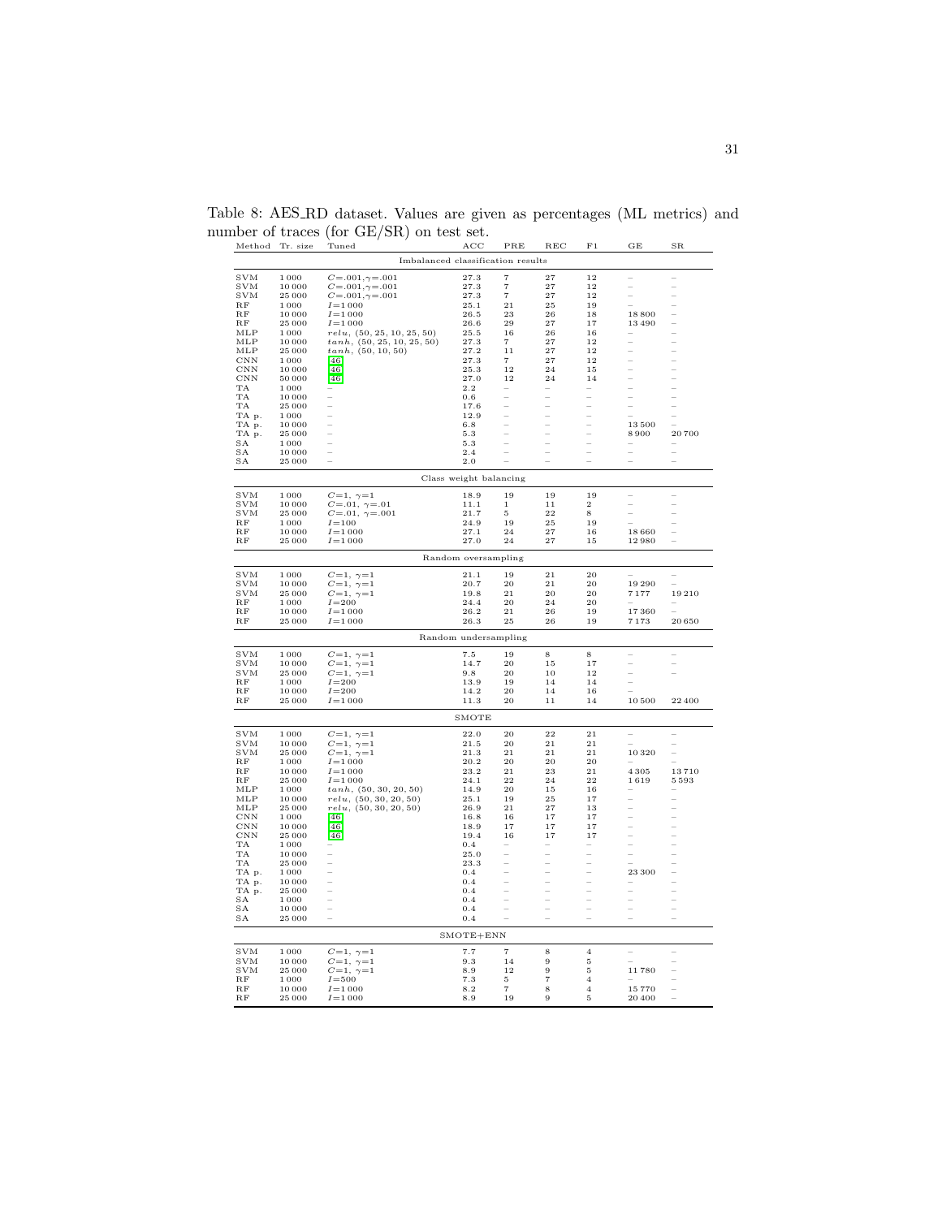Table 8: AES_RD dataset. Values are given as percentages (ML metrics) and number of traces (for GE/SR) on test set.

| Method | Tr. size | Tuned | ACC | PRE | REC | F1 | GE | SR |
|---|---|---|---|---|---|---|---|---|
| Imbalanced classification results | | | | | | | | |
| SVM | 1 000 | $C$=.001,$\gamma$=.001 | 27.3 | 7 | 27 | 12 | – | – |
| SVM | 10 000 | $C$=.001,$\gamma$=.001 | 27.3 | 7 | 27 | 12 | – | – |
| SVM | 25 000 | $C$=.001,$\gamma$=.001 | 27.3 | 7 | 27 | 12 | – | – |
| RF | 1 000 | $I$=1 000 | 25.1 | 21 | 25 | 19 | – | – |
| RF | 10 000 | $I$=1 000 | 26.5 | 23 | 26 | 18 | 18 800 | – |
| RF | 25 000 | $I$=1 000 | 26.6 | 29 | 27 | 17 | 13 490 | – |
| MLP | 1 000 | $relu$, (50, 25, 10, 25, 50) | 25.5 | 16 | 26 | 16 | – | – |
| MLP | 10 000 | $tanh$, (50, 25, 10, 25, 50) | 27.3 | 7 | 27 | 12 | – | – |
| MLP | 25 000 | $tanh$, (50, 10, 50) | 27.2 | 11 | 27 | 12 | – | – |
| CNN | 1 000 | [46] | 27.3 | 7 | 27 | 12 | – | – |
| CNN | 10 000 | [46] | 25.3 | 12 | 24 | 15 | – | – |
| CNN | 50 000 | [46] | 27.0 | 12 | 24 | 14 | – | – |
| TA | 1 000 | – | 2.2 | – | – | – | – | – |
| TA | 10 000 | – | 0.6 | – | – | – | – | – |
| TA | 25 000 | – | 17.6 | – | – | – | – | – |
| TA p. | 1 000 | – | 12.9 | – | – | – | – | – |
| TA p. | 10 000 | – | 6.8 | – | – | – | 13 500 | – |
| TA p. | 25 000 | – | 5.3 | – | – | – | 8 900 | 20 700 |
| SA | 1 000 | – | 5.3 | – | – | – | – | – |
| SA | 10 000 | – | 2.4 | – | – | – | – | – |
| SA | 25 000 | – | 2.0 | – | – | – | – | – |
| Class weight balancing | | | | | | | | |
| SVM | 1 000 | $C$=1, $\gamma$=1 | 18.9 | 19 | 19 | 19 | – | – |
| SVM | 10 000 | $C$=.01, $\gamma$=.01 | 11.1 | 1 | 11 | 2 | – | – |
| SVM | 25 000 | $C$=.01, $\gamma$=.001 | 21.7 | 5 | 22 | 8 | – | – |
| RF | 1 000 | $I$=100 | 24.9 | 19 | 25 | 19 | – | – |
| RF | 10 000 | $I$=1 000 | 27.1 | 24 | 27 | 16 | 18 660 | – |
| RF | 25 000 | $I$=1 000 | 27.0 | 24 | 27 | 15 | 12 980 | – |
| Random oversampling | | | | | | | | |
| SVM | 1 000 | $C$=1, $\gamma$=1 | 21.1 | 19 | 21 | 20 | – | – |
| SVM | 10 000 | $C$=1, $\gamma$=1 | 20.7 | 20 | 21 | 20 | 19 290 | – |
| SVM | 25 000 | $C$=1, $\gamma$=1 | 19.8 | 21 | 20 | 20 | 7 177 | 19 210 |
| RF | 1 000 | $I$=200 | 24.4 | 20 | 24 | 20 | – | – |
| RF | 10 000 | $I$=1 000 | 26.2 | 21 | 26 | 19 | 17 360 | – |
| RF | 25 000 | $I$=1 000 | 26.3 | 25 | 26 | 19 | 7 173 | 20 650 |
| Random undersampling | | | | | | | | |
| SVM | 1 000 | $C$=1, $\gamma$=1 | 7.5 | 19 | 8 | 8 | – | – |
| SVM | 10 000 | $C$=1, $\gamma$=1 | 14.7 | 20 | 15 | 17 | – | – |
| SVM | 25 000 | $C$=1, $\gamma$=1 | 9.8 | 20 | 10 | 12 | – | – |
| RF | 1 000 | $I$=200 | 13.9 | 19 | 14 | 14 | – | |
| RF | 10 000 | $I$=200 | 14.2 | 20 | 14 | 16 | – | |
| RF | 25 000 | $I$=1 000 | 11.3 | 20 | 11 | 14 | 10 500 | 22 400 |
| SMOTE | | | | | | | | |
| SVM | 1 000 | $C$=1, $\gamma$=1 | 22.0 | 20 | 22 | 21 | – | – |
| SVM | 10 000 | $C$=1, $\gamma$=1 | 21.5 | 20 | 21 | 21 | – | – |
| SVM | 25 000 | $C$=1, $\gamma$=1 | 21.3 | 21 | 21 | 21 | 10 320 | – |
| RF | 1 000 | $I$=1 000 | 20.2 | 20 | 20 | 20 | – | – |
| RF | 10 000 | $I$=1 000 | 23.2 | 21 | 23 | 21 | 4 305 | 13 710 |
| RF | 25 000 | $I$=1 000 | 24.1 | 22 | 24 | 22 | 1 619 | 5 593 |
| MLP | 1 000 | $tanh$, (50, 30, 20, 50) | 14.9 | 20 | 15 | 16 | – | – |
| MLP | 10 000 | $relu$, (50, 30, 20, 50) | 25.1 | 19 | 25 | 17 | – | – |
| MLP | 25 000 | $relu$, (50, 30, 20, 50) | 26.9 | 21 | 27 | 13 | – | – |
| CNN | 1 000 | [46] | 16.8 | 16 | 17 | 17 | – | – |
| CNN | 10 000 | [46] | 18.9 | 17 | 17 | 17 | – | – |
| CNN | 25 000 | [46] | 19.4 | 16 | 17 | 17 | – | – |
| TA | 1 000 | – | 0.4 | – | – | – | – | – |
| TA | 10 000 | – | 25.0 | – | – | – | – | – |
| TA | 25 000 | – | 23.3 | – | – | – | – | – |
| TA p. | 1 000 | – | 0.4 | – | – | – | 23 300 | – |
| TA p. | 10 000 | – | 0.4 | – | – | – | – | – |
| TA p. | 25 000 | – | 0.4 | – | – | – | – | – |
| SA | 1 000 | – | 0.4 | – | – | – | – | – |
| SA | 10 000 | – | 0.4 | – | – | – | – | – |
| SA | 25 000 | – | 0.4 | – | – | – | – | – |
| SMOTE+ENN | | | | | | | | |
| SVM | 1 000 | $C$=1, $\gamma$=1 | 7.7 | 7 | 8 | 4 | – | – |
| SVM | 10 000 | $C$=1, $\gamma$=1 | 9.3 | 14 | 9 | 5 | – | – |
| SVM | 25 000 | $C$=1, $\gamma$=1 | 8.9 | 12 | 9 | 5 | 11 780 | – |
| RF | 1 000 | $I$=500 | 7.3 | 5 | 7 | 4 | – | – |
| RF | 10 000 | $I$=1 000 | 8.2 | 7 | 8 | 4 | 15 770 | – |
| RF | 25 000 | $I$=1 000 | 8.9 | 19 | 9 | 5 | 20 400 | – |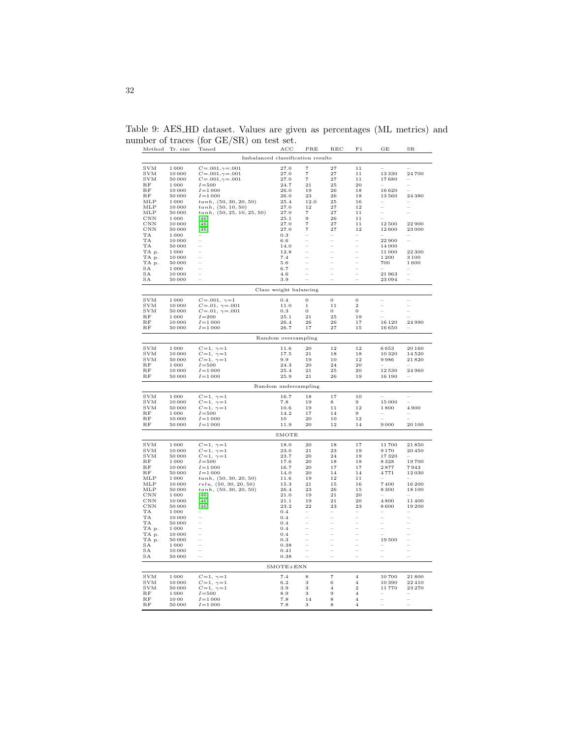Table 9: AES_HD dataset. Values are given as percentages (ML metrics) and number of traces (for GE/SR) on test set.

| Method | Tr. size | Tuned | ACC | PRE | REC | F1 | GE | SR |
|---|---|---|---|---|---|---|---|---|
| | | | Imbalanced classification results | | | | | |
| SVM | 1 000 | $C$=.001,$\gamma$=.001 | 27.0 | 7 | 27 | 11 | – | – |
| SVM | 10 000 | $C$=.001,$\gamma$=.001 | 27.0 | 7 | 27 | 11 | 13 330 | 24 700 |
| SVM | 50 000 | $C$=.001,$\gamma$=.001 | 27.0 | 7 | 27 | 11 | 17 680 | – |
| RF | 1 000 | $I$=500 | 24.7 | 21 | 25 | 20 | – | – |
| RF | 10 000 | $I$=1 000 | 26.0 | 19 | 26 | 18 | 16 620 | – |
| RF | 50 000 | $I$=1 000 | 26.0 | 23 | 26 | 18 | 13 560 | 24 380 |
| MLP | 1 000 | $tanh$, (50, 30, 20, 50) | 25.4 | 12.0 | 25 | 16 | – | – |
| MLP | 10 000 | $tanh$, (50, 10, 50) | 27.0 | 12 | 27 | 12 | – | – |
| MLP | 50 000 | $tanh$, (50, 25, 10, 25, 50) | 27.0 | 7 | 27 | 11 | – | – |
| CNN | 1 000 | [46] | 25.1 | 9 | 26 | 11 | – | – |
| CNN | 10 000 | [46] | 27.0 | 7 | 27 | 11 | 12 500 | 22 900 |
| CNN | 50 000 | [46] | 27.0 | 7 | 27 | 12 | 12 600 | 23 000 |
| TA | 1 000 | – | 0.3 | – | – | – | – | – |
| TA | 10 000 | – | 6.6 | – | – | – | 22 900 | – |
| TA | 50 000 | – | 14.0 | – | – | – | 14 000 | |
| TA p. | 1 000 | – | 12.8 | – | – | – | 11 000 | 22 300 |
| TA p. | 10 000 | – | 7.4 | – | – | – | 1 200 | 3 100 |
| TA p. | 50 000 | – | 5.6 | – | – | – | 700 | 1 600 |
| SA | 1 000 | – | 6.7 | – | – | – | – | – |
| SA | 10 000 | – | 4.6 | – | – | – | 21 963 | – |
| SA | 50 000 | – | 3.9 | – | – | – | 23 094 | – |
| | | | Class weight balancing | | | | | |
| SVM | 1 000 | $C$=.001, $\gamma$=1 | 0.4 | 0 | 0 | 0 | – | – |
| SVM | 10 000 | $C$=.01, $\gamma$=.001 | 11.0 | 1 | 11 | 2 | – | – |
| SVM | 50 000 | $C$=.01, $\gamma$=.001 | 0.3 | 0 | 0 | 0 | – | – |
| RF | 1 000 | $I$=200 | 25.1 | 21 | 25 | 19 | – | – |
| RF | 10 000 | $I$=1 000 | 26.4 | 26 | 26 | 17 | 16 120 | 24 990 |
| RF | 50 000 | $I$=1 000 | 26.7 | 17 | 27 | 15 | 16 650 | – |
| | | | Random oversampling | | | | | |
| SVM | 1 000 | $C$=1, $\gamma$=1 | 11.6 | 20 | 12 | 12 | 6 653 | 20 160 |
| SVM | 10 000 | $C$=1, $\gamma$=1 | 17.5 | 21 | 18 | 18 | 10 320 | 14 520 |
| SVM | 50 000 | $C$=1, $\gamma$=1 | 9.9 | 19 | 10 | 12 | 9 986 | 21 820 |
| RF | 1 000 | $I$=500 | 24.3 | 20 | 24 | 20 | – | – |
| RF | 10 000 | $I$=1 000 | 25.4 | 21 | 25 | 20 | 12 530 | 24 960 |
| RF | 50 000 | $I$=1 000 | 25.9 | 21 | 26 | 19 | 16 190 | – |
| | | | Random undersampling | | | | | |
| SVM | 1 000 | $C$=1, $\gamma$=1 | 16.7 | 18 | 17 | 10 | – | – |
| SVM | 10 000 | $C$=1, $\gamma$=1 | 7.8 | 19 | 8 | 9 | 15 000 | – |
| SVM | 50 000 | $C$=1, $\gamma$=1 | 10.6 | 19 | 11 | 12 | 1 800 | 4 900 |
| RF | 1 000 | $I$=500 | 14.2 | 17 | 14 | 9 | – | – |
| RF | 10 000 | $I$=1 000 | 10 | 20 | 10 | 12 | – | – |
| RF | 50 000 | $I$=1 000 | 11.9 | 20 | 12 | 14 | 9 000 | 20 100 |
| | | | SMOTE | | | | | |
| SVM | 1 000 | $C$=1, $\gamma$=1 | 18.0 | 20 | 18 | 17 | 11 700 | 21 850 |
| SVM | 10 000 | $C$=1, $\gamma$=1 | 23.0 | 21 | 23 | 19 | 9 170 | 20 450 |
| SVM | 50 000 | $C$=1, $\gamma$=1 | 23.7 | 20 | 24 | 19 | 17 320 | – |
| RF | 1 000 | $I$=500 | 17.6 | 20 | 18 | 18 | 8 328 | 19 700 |
| RF | 10 000 | $I$=1 000 | 16.7 | 20 | 17 | 17 | 2 877 | 7 943 |
| RF | 50 000 | $I$=1 000 | 14.0 | 20 | 14 | 14 | 4 771 | 12 030 |
| MLP | 1 000 | $tanh$, (50, 30, 20, 50) | 11.6 | 19 | 12 | 11 | – | – |
| MLP | 10 000 | $relu$, (50, 30, 20, 50) | 15.3 | 21 | 15 | 16 | 7 400 | 16 200 |
| MLP | 50 000 | $tanh$, (50, 30, 20, 50) | 26.4 | 23 | 26 | 15 | 8 300 | 18 100 |
| CNN | 1 000 | [46] | 21.0 | 19 | 21 | 20 | – | – |
| CNN | 10 000 | [46] | 21.1 | 19 | 21 | 20 | 4 800 | 11 400 |
| CNN | 50 000 | [46] | 23.2 | 22 | 23 | 23 | 8 600 | 19 200 |
| TA | 1 000 | – | 0.4 | – | – | – | – | – |
| TA | 10 000 | – | 0.4 | – | – | – | – | – |
| TA | 50 000 | – | 0.4 | – | – | – | – | – |
| TA p. | 1 000 | – | 0.4 | – | – | – | – | – |
| TA p. | 10 000 | – | 0.4 | – | – | – | – | – |
| TA p. | 50 000 | – | 0.3 | – | – | – | 19 500 | – |
| SA | 1 000 | – | 0.38 | – | – | – | – | – |
| SA | 10 000 | – | 0.41 | – | – | – | – | – |
| SA | 50 000 | – | 0.38 | – | – | – | – | – |
| | | | SMOTE+ENN | | | | | |
| SVM | 1 000 | $C$=1, $\gamma$=1 | 7.4 | 8 | 7 | 4 | 10 700 | 21 800 |
| SVM | 10 000 | $C$=1, $\gamma$=1 | 6.2 | 3 | 6 | 4 | 10 390 | 22 410 |
| SVM | 50 000 | $C$=1, $\gamma$=1 | 3.9 | 3 | 4 | 2 | 11 770 | 23 270 |
| RF | 1 000 | $I$=500 | 8.9 | 3 | 9 | 4 | – | – |
| RF | 10 00 | $I$=1 000 | 7.8 | 14 | 8 | 4 | – | – |
| RF | 50 000 | $I$=1 000 | 7.8 | 3 | 8 | 4 | – | – |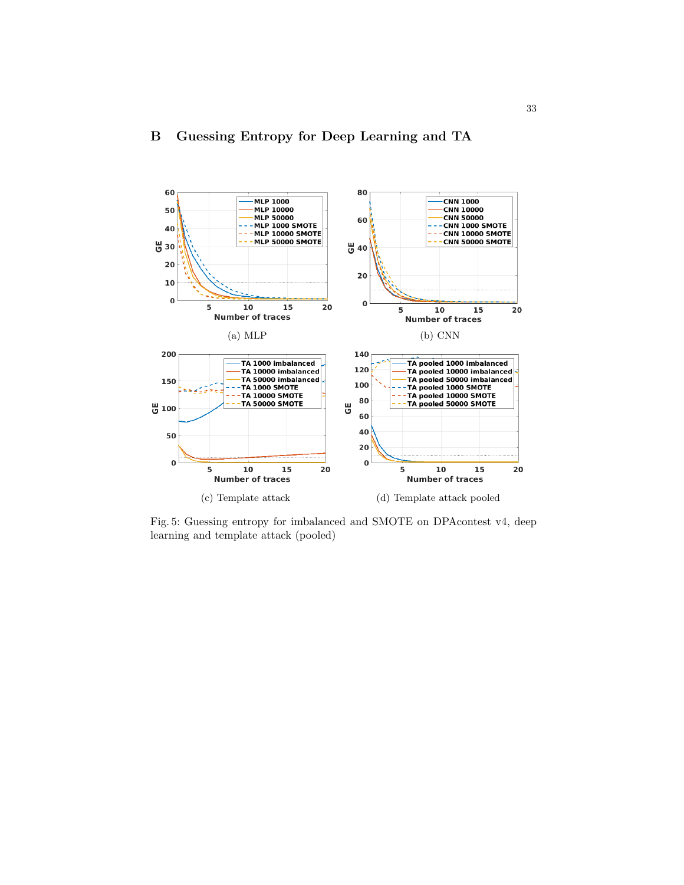## B Guessing Entropy for Deep Learning and TA

(a) MLP

(b) CNN

(c) Template attack

(d) Template attack pooled

Fig. 5: Guessing entropy for imbalanced and SMOTE on DPAcontest v4, deep learning and template attack (pooled)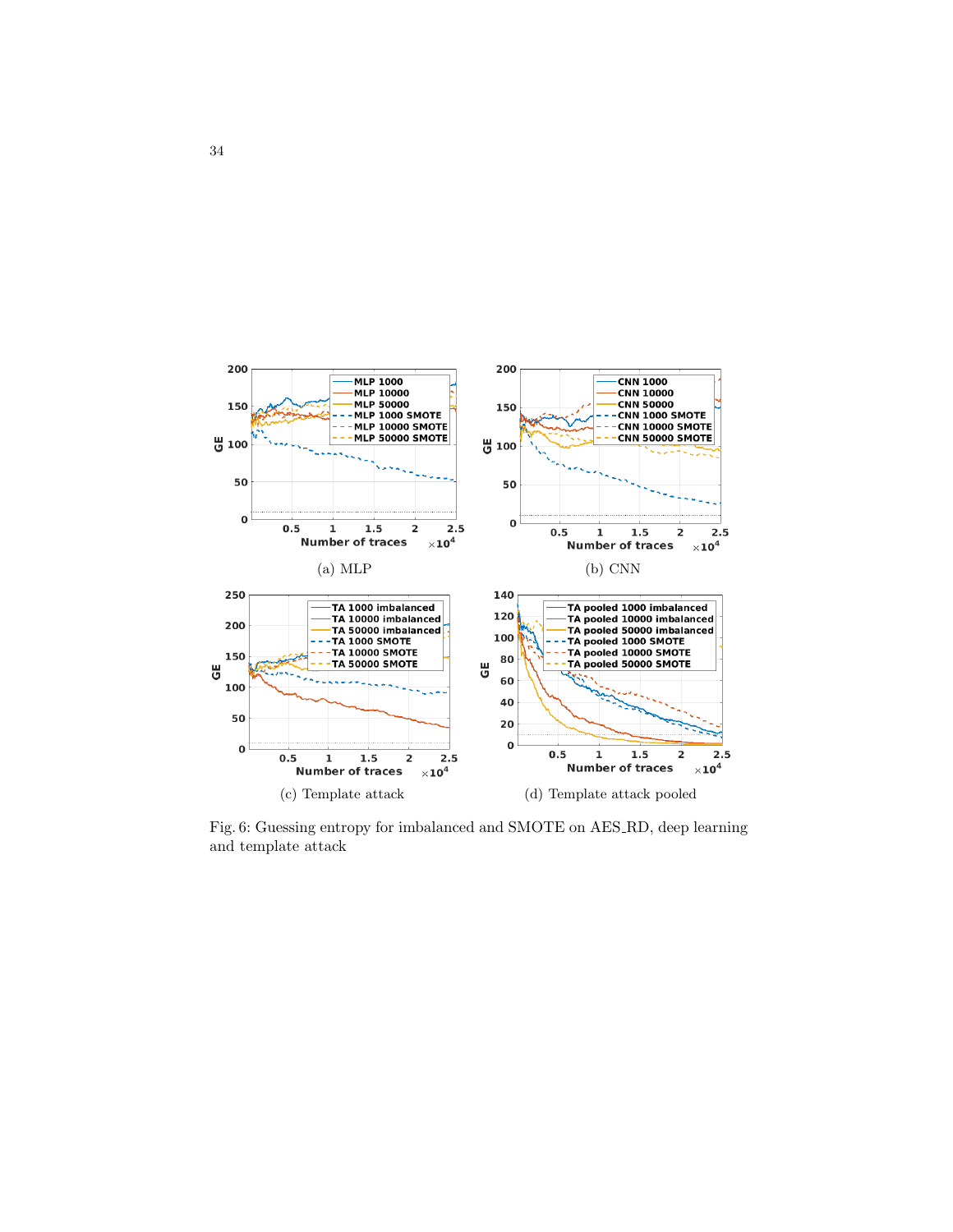200
150
100
50
0
GE
0.5
1
1.5
2
2.5
Number of traces
$\times 10^4$
MLP 1000
MLP 10000
MLP 50000
MLP 1000 SMOTE
MLP 10000 SMOTE
MLP 50000 SMOTE

(a) MLP

200
150
100
50
0
GE
0.5
1
1.5
2
2.5
Number of traces
$\times 10^4$
CNN 1000
CNN 10000
CNN 50000
CNN 1000 SMOTE
CNN 10000 SMOTE
CNN 50000 SMOTE

(b) CNN

250
200
150
100
50
0
GE
0.5
1
1.5
2
2.5
Number of traces
$\times 10^4$
TA 1000 imbalanced
TA 10000 imbalanced
TA 50000 imbalanced
TA 1000 SMOTE
TA 10000 SMOTE
TA 50000 SMOTE

(c) Template attack

140
120
100
80
60
40
20
0
GE
0.5
1
1.5
2
2.5
Number of traces
$\times 10^4$
TA pooled 1000 imbalanced
TA pooled 10000 imbalanced
TA pooled 50000 imbalanced
TA pooled 1000 SMOTE
TA pooled 10000 SMOTE
TA pooled 50000 SMOTE

(d) Template attack pooled

Fig. 6: Guessing entropy for imbalanced and SMOTE on AES_RD, deep learning and template attack